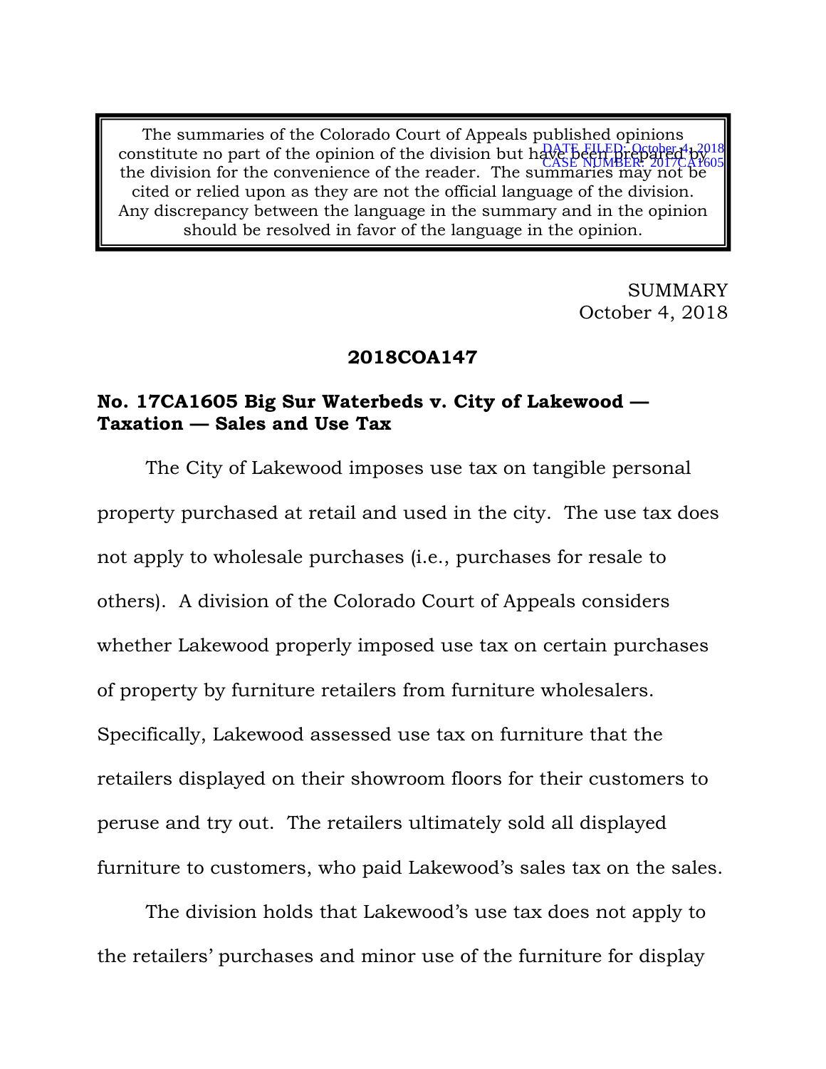The summaries of the Colorado Court of Appeals published opinions constitute no part of the opinion of the division but have been prepared by the division for the convenience of the reader. The summaries may not be cited or relied upon as they are not the official language of the division. Any discrepancy between the language in the summary and in the opinion should be resolved in favor of the language in the opinion.

DATE FILED: October 4, 2018
CASE NUMBER: 2017CA1605

SUMMARY
October 4, 2018

**2018COA147**

**No. 17CA1605 Big Sur Waterbeds v. City of Lakewood — Taxation — Sales and Use Tax**

The City of Lakewood imposes use tax on tangible personal property purchased at retail and used in the city. The use tax does not apply to wholesale purchases (i.e., purchases for resale to others). A division of the Colorado Court of Appeals considers whether Lakewood properly imposed use tax on certain purchases of property by furniture retailers from furniture wholesalers. Specifically, Lakewood assessed use tax on furniture that the retailers displayed on their showroom floors for their customers to peruse and try out. The retailers ultimately sold all displayed furniture to customers, who paid Lakewood's sales tax on the sales.

The division holds that Lakewood's use tax does not apply to the retailers' purchases and minor use of the furniture for display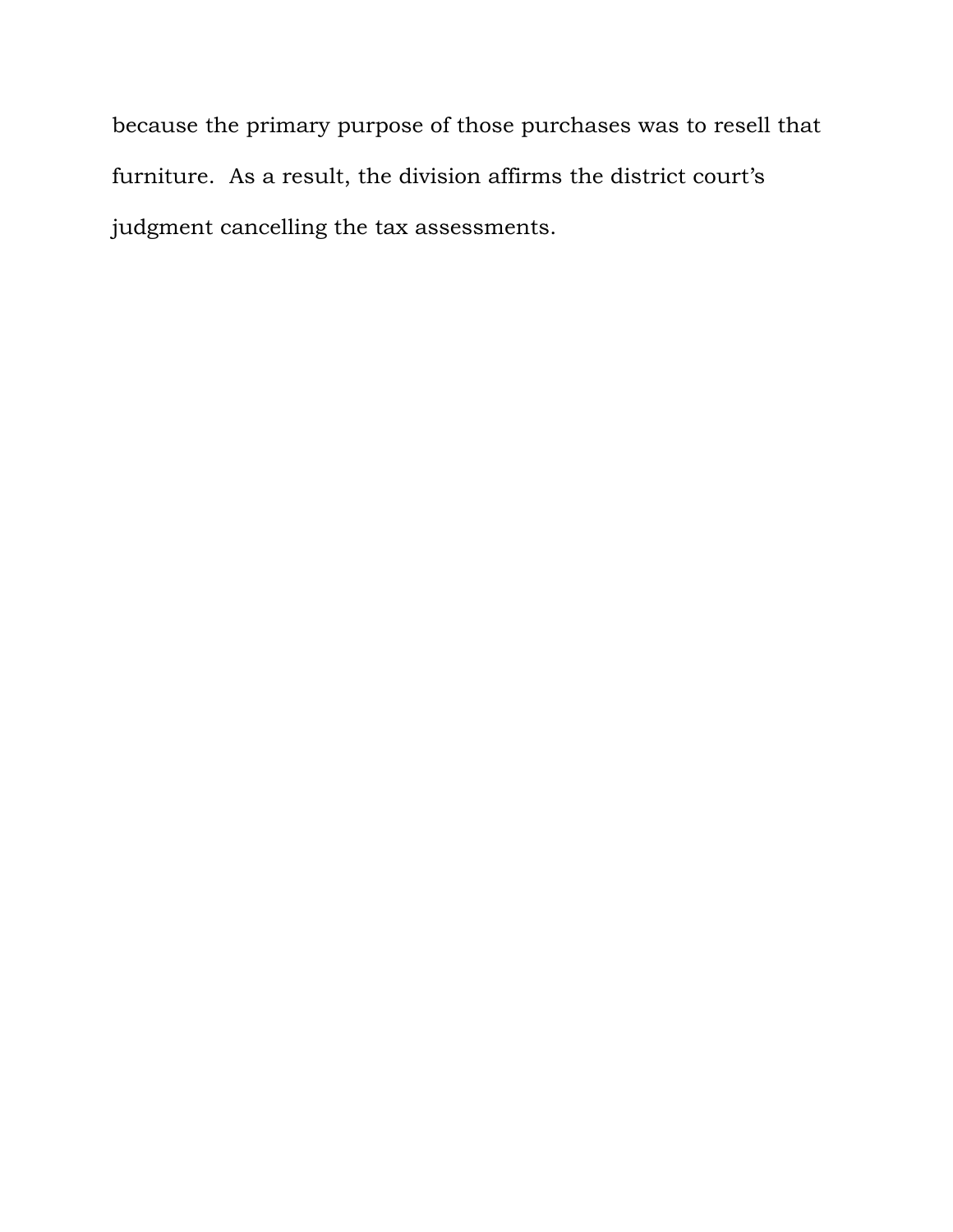because the primary purpose of those purchases was to resell that furniture. As a result, the division affirms the district court's judgment cancelling the tax assessments.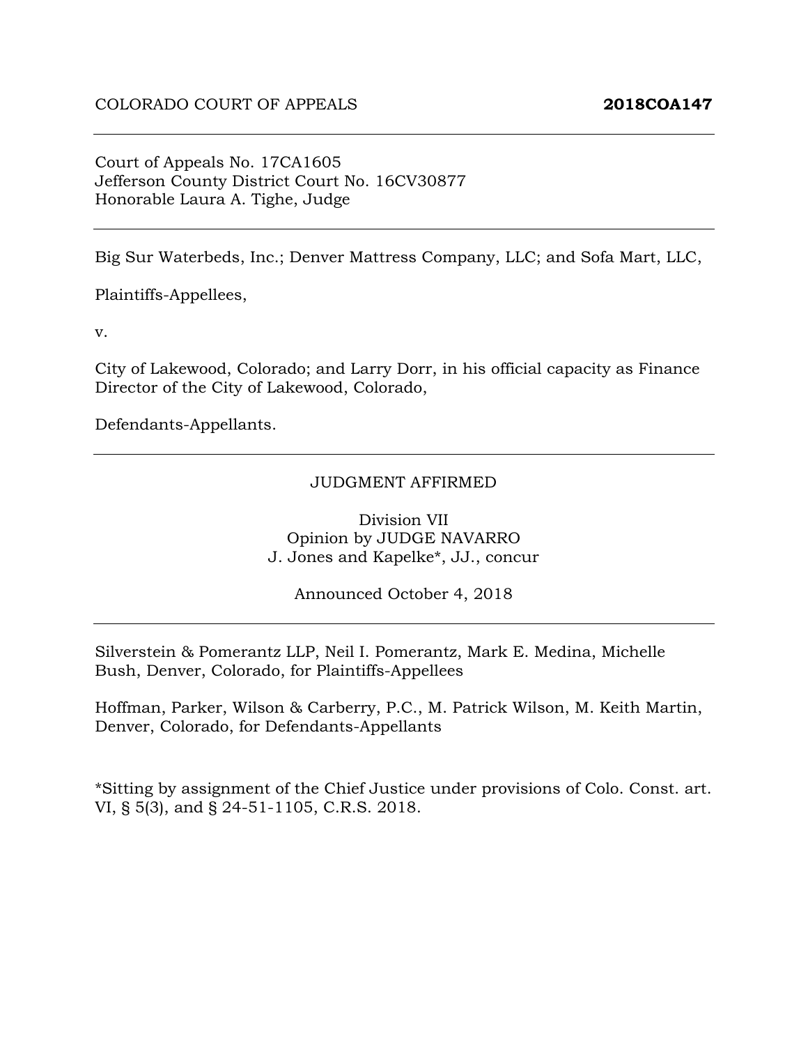COLORADO COURT OF APPEALS **2018COA147**

---

Court of Appeals No. 17CA1605
Jefferson County District Court No. 16CV30877
Honorable Laura A. Tighe, Judge

---

Big Sur Waterbeds, Inc.; Denver Mattress Company, LLC; and Sofa Mart, LLC,

Plaintiffs-Appellees,

v.

City of Lakewood, Colorado; and Larry Dorr, in his official capacity as Finance Director of the City of Lakewood, Colorado,

Defendants-Appellants.

---

JUDGMENT AFFIRMED

Division VII
Opinion by JUDGE NAVARRO
J. Jones and Kapelke*, JJ., concur

Announced October 4, 2018

---

Silverstein & Pomerantz LLP, Neil I. Pomerantz, Mark E. Medina, Michelle Bush, Denver, Colorado, for Plaintiffs-Appellees

Hoffman, Parker, Wilson & Carberry, P.C., M. Patrick Wilson, M. Keith Martin, Denver, Colorado, for Defendants-Appellants

*Sitting by assignment of the Chief Justice under provisions of Colo. Const. art. VI, § 5(3), and § 24-51-1105, C.R.S. 2018.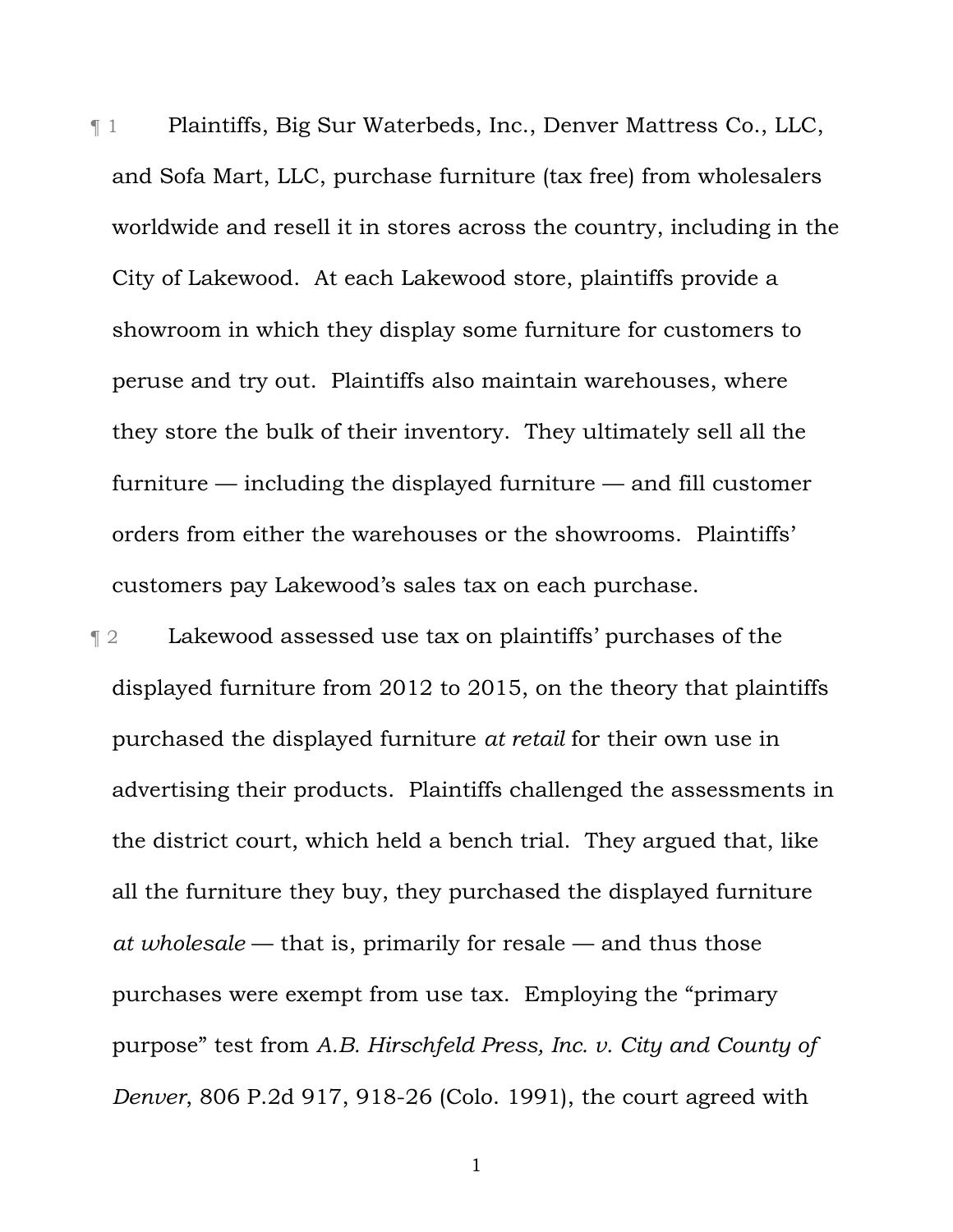¶ 1 Plaintiffs, Big Sur Waterbeds, Inc., Denver Mattress Co., LLC, and Sofa Mart, LLC, purchase furniture (tax free) from wholesalers worldwide and resell it in stores across the country, including in the City of Lakewood. At each Lakewood store, plaintiffs provide a showroom in which they display some furniture for customers to peruse and try out. Plaintiffs also maintain warehouses, where they store the bulk of their inventory. They ultimately sell all the furniture — including the displayed furniture — and fill customer orders from either the warehouses or the showrooms. Plaintiffs' customers pay Lakewood's sales tax on each purchase.

¶ 2 Lakewood assessed use tax on plaintiffs' purchases of the displayed furniture from 2012 to 2015, on the theory that plaintiffs purchased the displayed furniture *at retail* for their own use in advertising their products. Plaintiffs challenged the assessments in the district court, which held a bench trial. They argued that, like all the furniture they buy, they purchased the displayed furniture *at wholesale* — that is, primarily for resale — and thus those purchases were exempt from use tax. Employing the "primary purpose" test from *A.B. Hirschfeld Press, Inc. v. City and County of Denver*, 806 P.2d 917, 918-26 (Colo. 1991), the court agreed with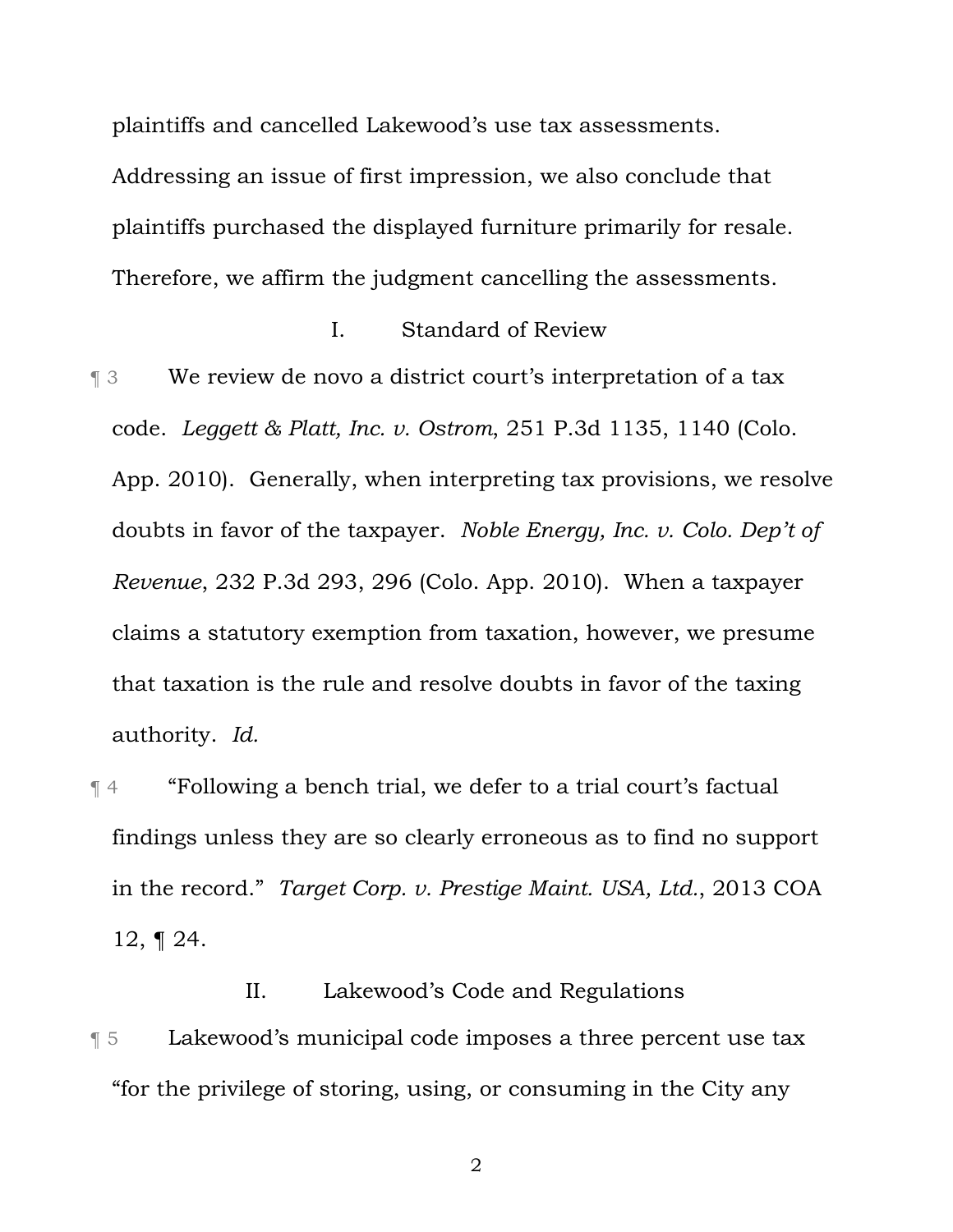plaintiffs and cancelled Lakewood's use tax assessments. Addressing an issue of first impression, we also conclude that plaintiffs purchased the displayed furniture primarily for resale. Therefore, we affirm the judgment cancelling the assessments.

## I. Standard of Review

¶ 3 We review de novo a district court's interpretation of a tax code. *Leggett & Platt, Inc. v. Ostrom*, 251 P.3d 1135, 1140 (Colo. App. 2010). Generally, when interpreting tax provisions, we resolve doubts in favor of the taxpayer. *Noble Energy, Inc. v. Colo. Dep't of Revenue*, 232 P.3d 293, 296 (Colo. App. 2010). When a taxpayer claims a statutory exemption from taxation, however, we presume that taxation is the rule and resolve doubts in favor of the taxing authority. *Id.*

¶ 4 "Following a bench trial, we defer to a trial court's factual findings unless they are so clearly erroneous as to find no support in the record." *Target Corp. v. Prestige Maint. USA, Ltd.*, 2013 COA 12, ¶ 24.

## II. Lakewood's Code and Regulations

¶ 5 Lakewood's municipal code imposes a three percent use tax "for the privilege of storing, using, or consuming in the City any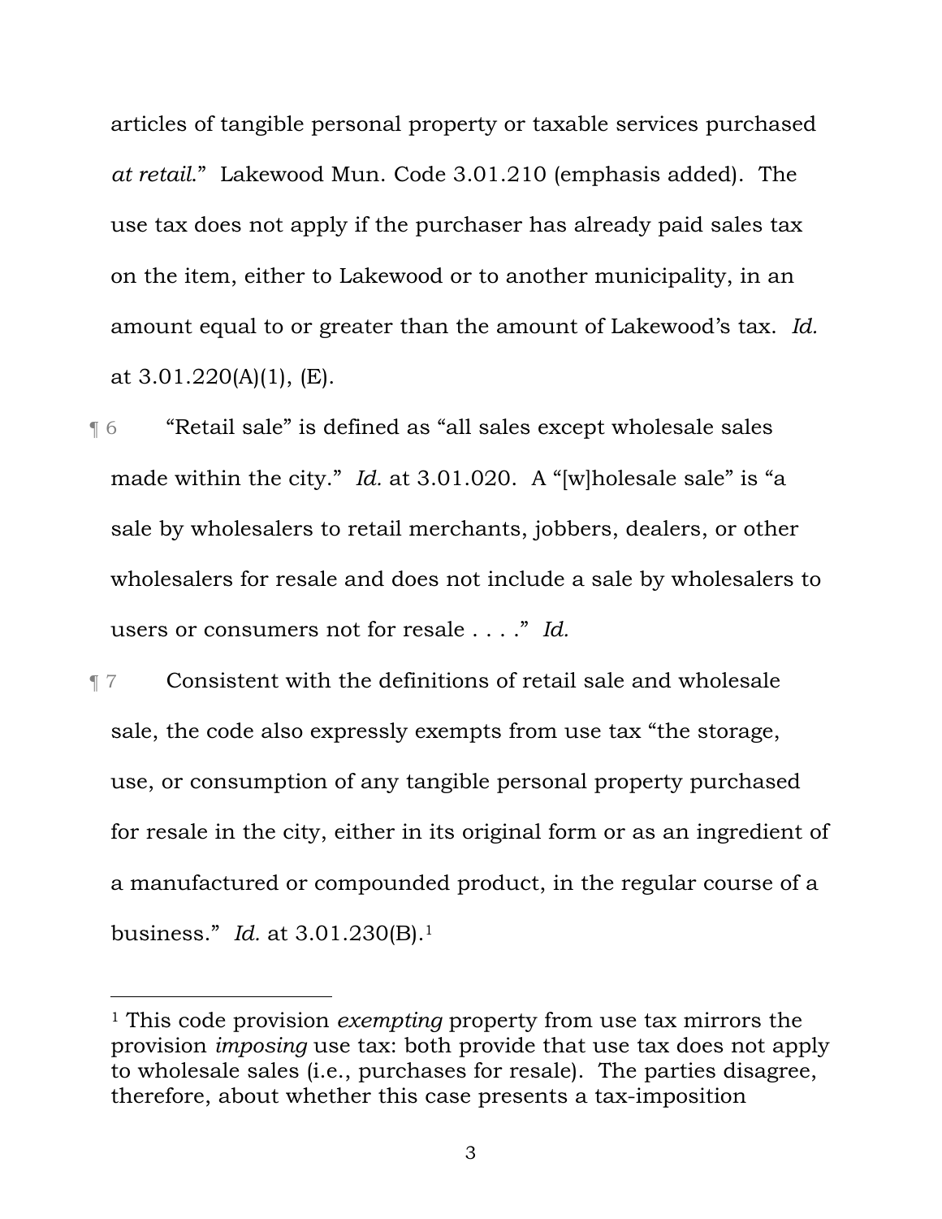articles of tangible personal property or taxable services purchased *at retail*." Lakewood Mun. Code 3.01.210 (emphasis added). The use tax does not apply if the purchaser has already paid sales tax on the item, either to Lakewood or to another municipality, in an amount equal to or greater than the amount of Lakewood's tax. *Id.* at 3.01.220(A)(1), (E).

¶ 6 "Retail sale" is defined as "all sales except wholesale sales made within the city." *Id.* at 3.01.020. A "[w]holesale sale" is "a sale by wholesalers to retail merchants, jobbers, dealers, or other wholesalers for resale and does not include a sale by wholesalers to users or consumers not for resale . . . ." *Id.*

¶ 7 Consistent with the definitions of retail sale and wholesale sale, the code also expressly exempts from use tax "the storage, use, or consumption of any tangible personal property purchased for resale in the city, either in its original form or as an ingredient of a manufactured or compounded product, in the regular course of a business." *Id.* at 3.01.230(B).[1]

---

[1] This code provision *exempting* property from use tax mirrors the provision *imposing* use tax: both provide that use tax does not apply to wholesale sales (i.e., purchases for resale). The parties disagree, therefore, about whether this case presents a tax-imposition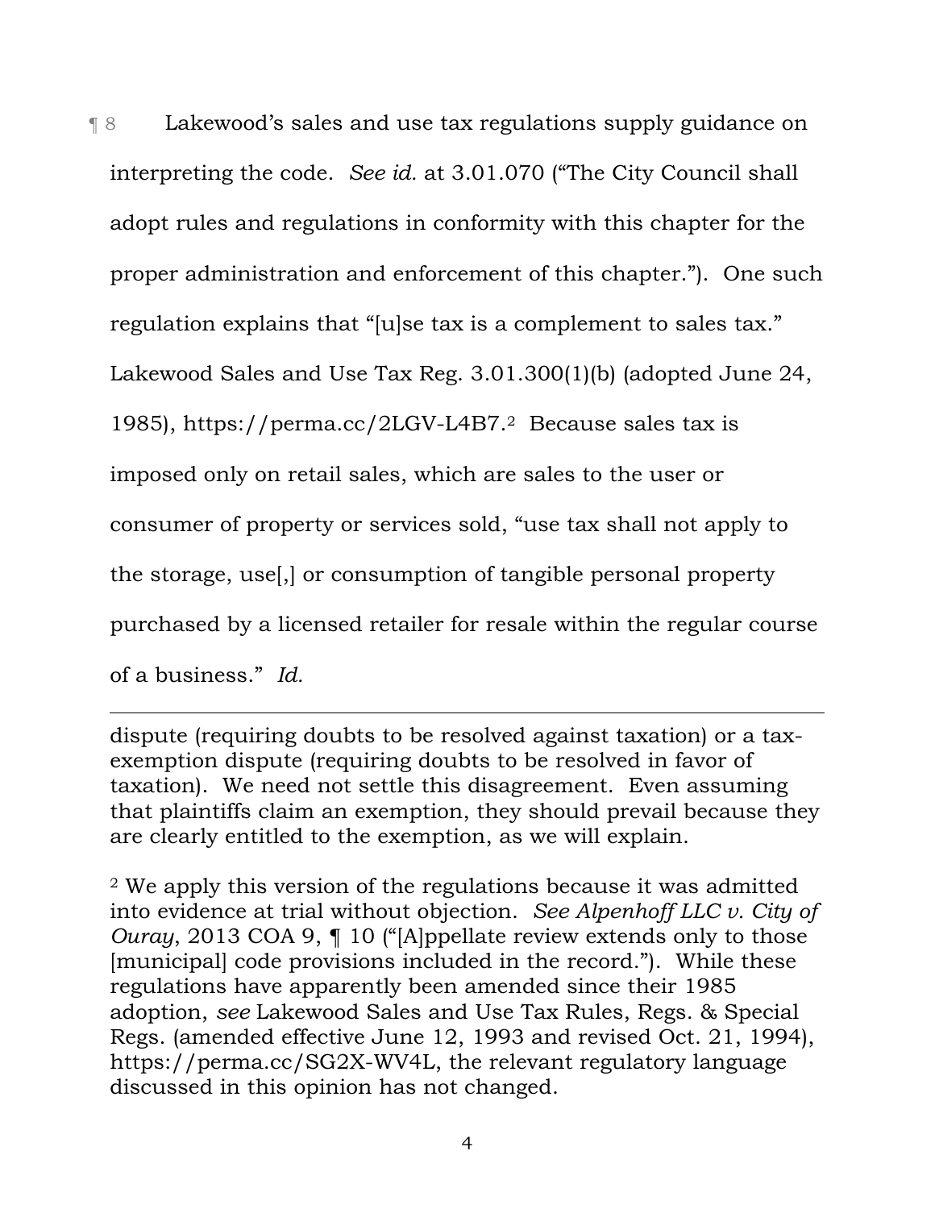¶ 8 Lakewood's sales and use tax regulations supply guidance on interpreting the code. *See id.* at 3.01.070 ("The City Council shall adopt rules and regulations in conformity with this chapter for the proper administration and enforcement of this chapter."). One such regulation explains that "[u]se tax is a complement to sales tax." Lakewood Sales and Use Tax Reg. 3.01.300(1)(b) (adopted June 24, 1985), https://perma.cc/2LGV-L4B7.[2] Because sales tax is imposed only on retail sales, which are sales to the user or consumer of property or services sold, "use tax shall not apply to the storage, use[,] or consumption of tangible personal property purchased by a licensed retailer for resale within the regular course of a business." *Id.*

---

dispute (requiring doubts to be resolved against taxation) or a tax-exemption dispute (requiring doubts to be resolved in favor of taxation). We need not settle this disagreement. Even assuming that plaintiffs claim an exemption, they should prevail because they are clearly entitled to the exemption, as we will explain.

[2] We apply this version of the regulations because it was admitted into evidence at trial without objection. *See Alpenhoff LLC v. City of Ouray*, 2013 COA 9, ¶ 10 ("[A]ppellate review extends only to those [municipal] code provisions included in the record."). While these regulations have apparently been amended since their 1985 adoption, *see* Lakewood Sales and Use Tax Rules, Regs. & Special Regs. (amended effective June 12, 1993 and revised Oct. 21, 1994), https://perma.cc/SG2X-WV4L, the relevant regulatory language discussed in this opinion has not changed.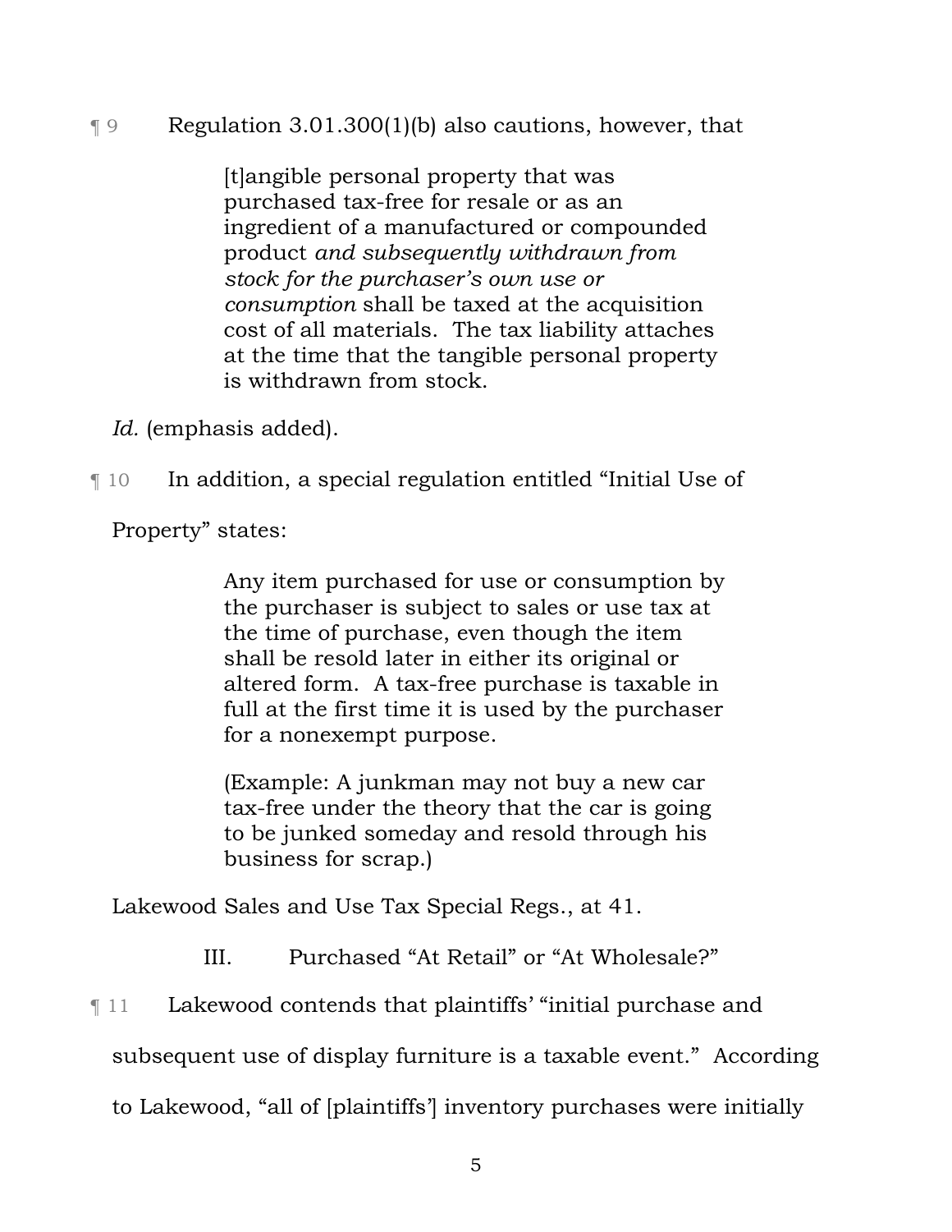¶ 9 Regulation 3.01.300(1)(b) also cautions, however, that

> [t]angible personal property that was purchased tax-free for resale or as an ingredient of a manufactured or compounded product *and subsequently withdrawn from stock for the purchaser's own use or consumption* shall be taxed at the acquisition cost of all materials. The tax liability attaches at the time that the tangible personal property is withdrawn from stock.

*Id.* (emphasis added).

¶ 10 In addition, a special regulation entitled "Initial Use of Property" states:

> Any item purchased for use or consumption by the purchaser is subject to sales or use tax at the time of purchase, even though the item shall be resold later in either its original or altered form. A tax-free purchase is taxable in full at the first time it is used by the purchaser for a nonexempt purpose.
>
> (Example: A junkman may not buy a new car tax-free under the theory that the car is going to be junked someday and resold through his business for scrap.)

Lakewood Sales and Use Tax Special Regs., at 41.

## III. Purchased "At Retail" or "At Wholesale?"

¶ 11 Lakewood contends that plaintiffs' "initial purchase and subsequent use of display furniture is a taxable event." According to Lakewood, "all of [plaintiffs'] inventory purchases were initially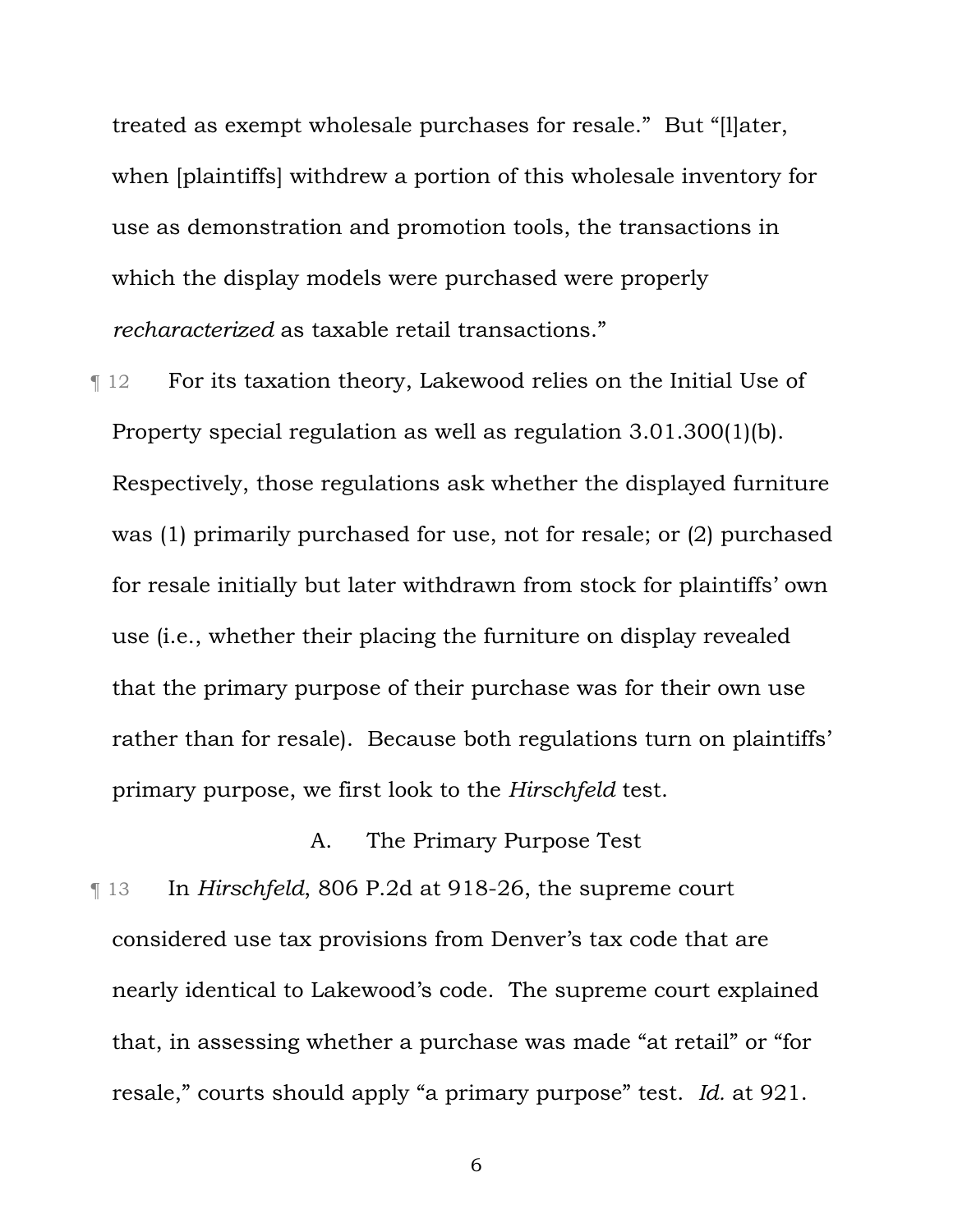treated as exempt wholesale purchases for resale." But "[l]ater, when [plaintiffs] withdrew a portion of this wholesale inventory for use as demonstration and promotion tools, the transactions in which the display models were purchased were properly *recharacterized* as taxable retail transactions."

¶ 12 For its taxation theory, Lakewood relies on the Initial Use of Property special regulation as well as regulation 3.01.300(1)(b). Respectively, those regulations ask whether the displayed furniture was (1) primarily purchased for use, not for resale; or (2) purchased for resale initially but later withdrawn from stock for plaintiffs' own use (i.e., whether their placing the furniture on display revealed that the primary purpose of their purchase was for their own use rather than for resale). Because both regulations turn on plaintiffs' primary purpose, we first look to the *Hirschfeld* test.

### A. The Primary Purpose Test

¶ 13 In *Hirschfeld*, 806 P.2d at 918-26, the supreme court considered use tax provisions from Denver's tax code that are nearly identical to Lakewood's code. The supreme court explained that, in assessing whether a purchase was made "at retail" or "for resale," courts should apply "a primary purpose" test. *Id.* at 921.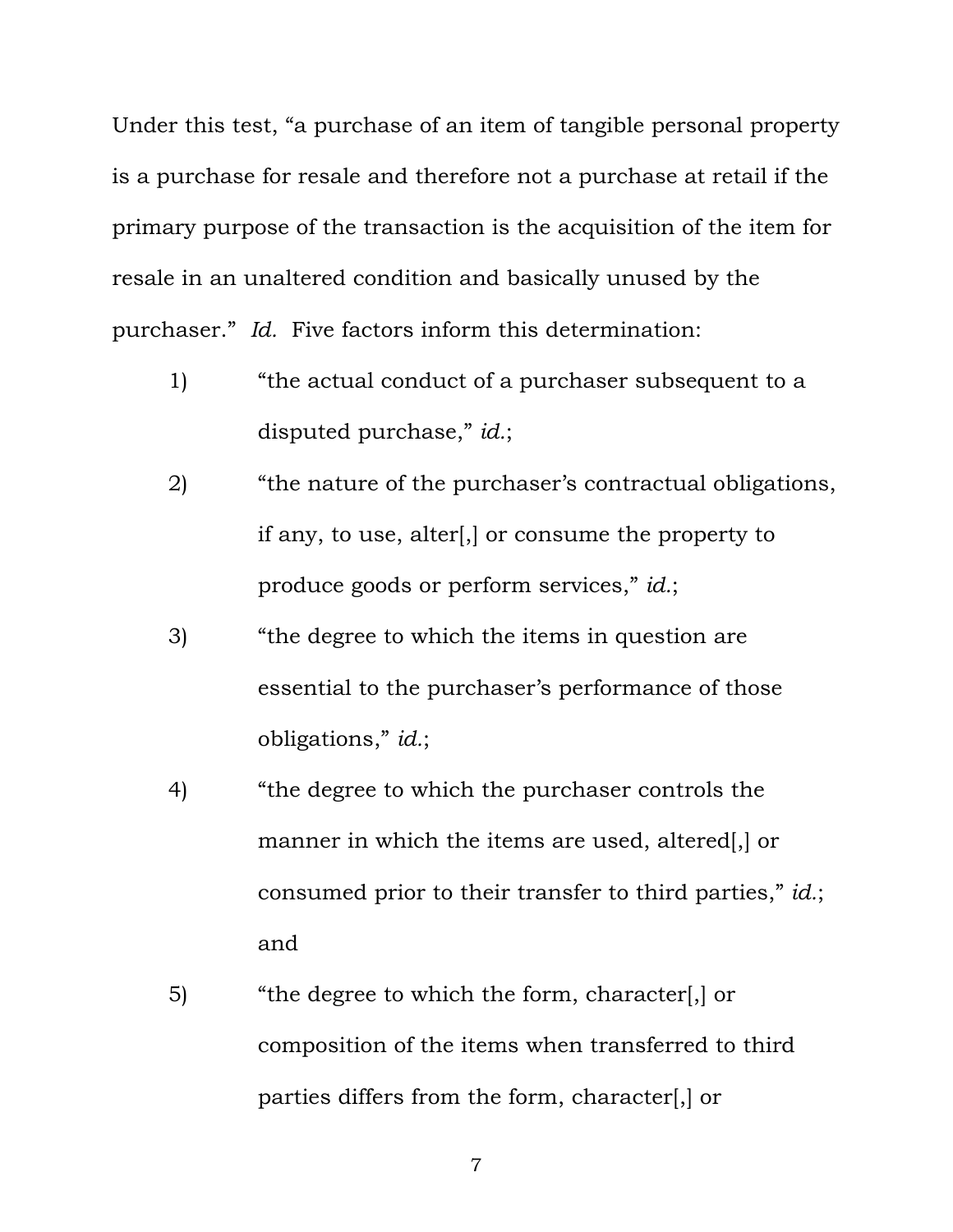Under this test, "a purchase of an item of tangible personal property is a purchase for resale and therefore not a purchase at retail if the primary purpose of the transaction is the acquisition of the item for resale in an unaltered condition and basically unused by the purchaser." *Id.* Five factors inform this determination:

1) "the actual conduct of a purchaser subsequent to a disputed purchase," *id.*;

2) "the nature of the purchaser's contractual obligations, if any, to use, alter[,] or consume the property to produce goods or perform services," *id.*;

3) "the degree to which the items in question are essential to the purchaser's performance of those obligations," *id.*;

4) "the degree to which the purchaser controls the manner in which the items are used, altered[,] or consumed prior to their transfer to third parties," *id.*; and

5) "the degree to which the form, character[,] or composition of the items when transferred to third parties differs from the form, character[,] or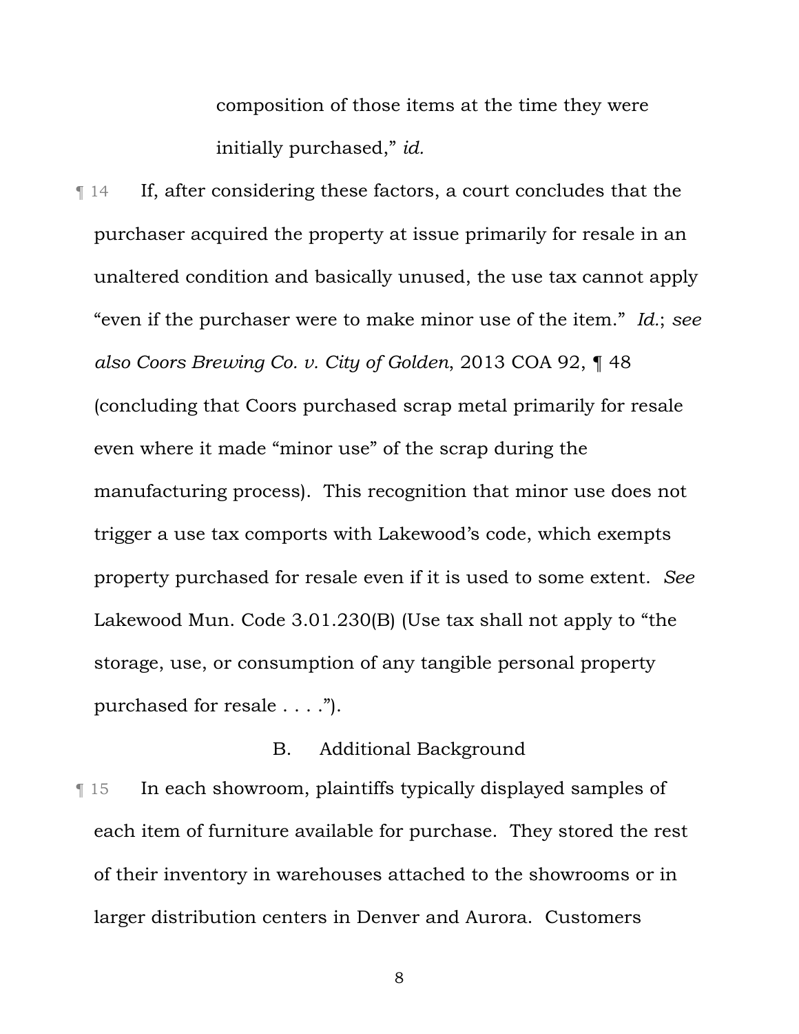composition of those items at the time they were initially purchased," *id.*

¶ 14 If, after considering these factors, a court concludes that the purchaser acquired the property at issue primarily for resale in an unaltered condition and basically unused, the use tax cannot apply "even if the purchaser were to make minor use of the item." *Id.*; *see also Coors Brewing Co. v. City of Golden*, 2013 COA 92, ¶ 48 (concluding that Coors purchased scrap metal primarily for resale even where it made "minor use" of the scrap during the manufacturing process). This recognition that minor use does not trigger a use tax comports with Lakewood's code, which exempts property purchased for resale even if it is used to some extent. *See* Lakewood Mun. Code 3.01.230(B) (Use tax shall not apply to "the storage, use, or consumption of any tangible personal property purchased for resale . . . .").

### B. Additional Background

¶ 15 In each showroom, plaintiffs typically displayed samples of each item of furniture available for purchase. They stored the rest of their inventory in warehouses attached to the showrooms or in larger distribution centers in Denver and Aurora. Customers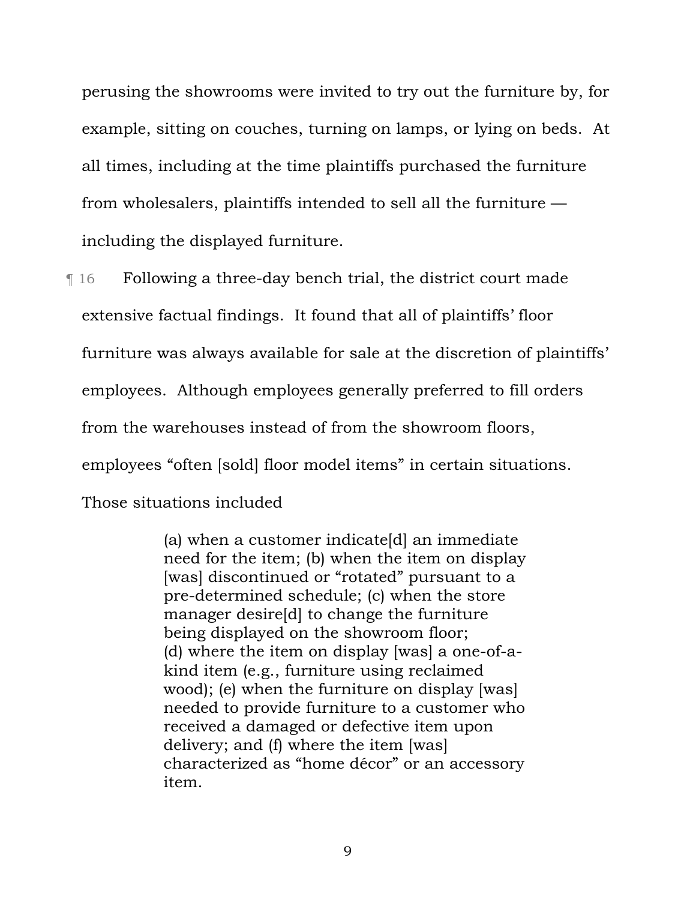perusing the showrooms were invited to try out the furniture by, for example, sitting on couches, turning on lamps, or lying on beds. At all times, including at the time plaintiffs purchased the furniture from wholesalers, plaintiffs intended to sell all the furniture — including the displayed furniture.

¶ 16 Following a three-day bench trial, the district court made extensive factual findings. It found that all of plaintiffs' floor furniture was always available for sale at the discretion of plaintiffs' employees. Although employees generally preferred to fill orders from the warehouses instead of from the showroom floors, employees "often [sold] floor model items" in certain situations. Those situations included

> (a) when a customer indicate[d] an immediate need for the item; (b) when the item on display [was] discontinued or "rotated" pursuant to a pre-determined schedule; (c) when the store manager desire[d] to change the furniture being displayed on the showroom floor; (d) where the item on display [was] a one-of-a-kind item (e.g., furniture using reclaimed wood); (e) when the furniture on display [was] needed to provide furniture to a customer who received a damaged or defective item upon delivery; and (f) where the item [was] characterized as "home décor" or an accessory item.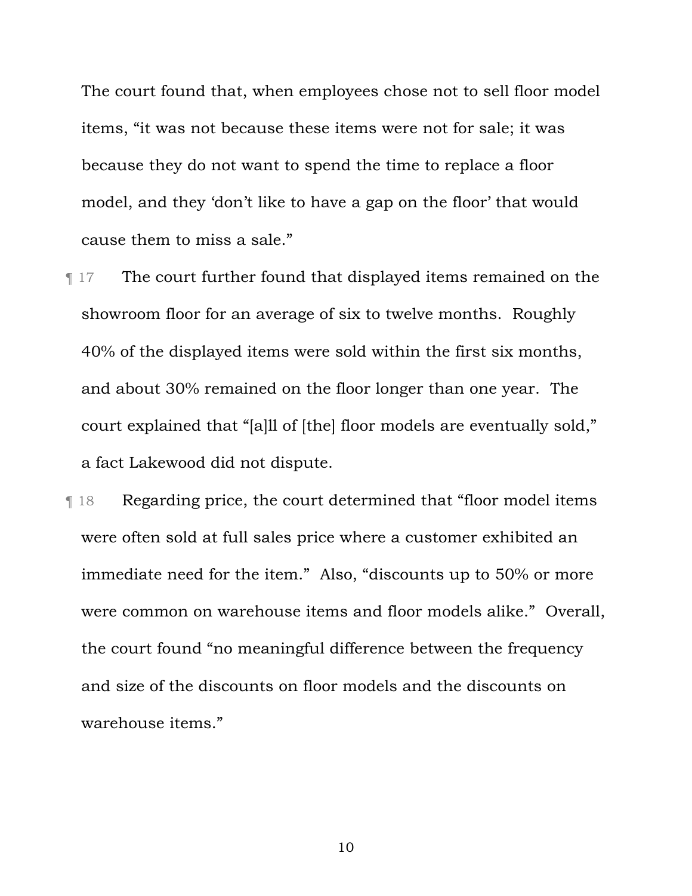The court found that, when employees chose not to sell floor model items, "it was not because these items were not for sale; it was because they do not want to spend the time to replace a floor model, and they 'don't like to have a gap on the floor' that would cause them to miss a sale."

¶ 17 The court further found that displayed items remained on the showroom floor for an average of six to twelve months. Roughly 40% of the displayed items were sold within the first six months, and about 30% remained on the floor longer than one year. The court explained that "[a]ll of [the] floor models are eventually sold," a fact Lakewood did not dispute.

¶ 18 Regarding price, the court determined that "floor model items were often sold at full sales price where a customer exhibited an immediate need for the item." Also, "discounts up to 50% or more were common on warehouse items and floor models alike." Overall, the court found "no meaningful difference between the frequency and size of the discounts on floor models and the discounts on warehouse items."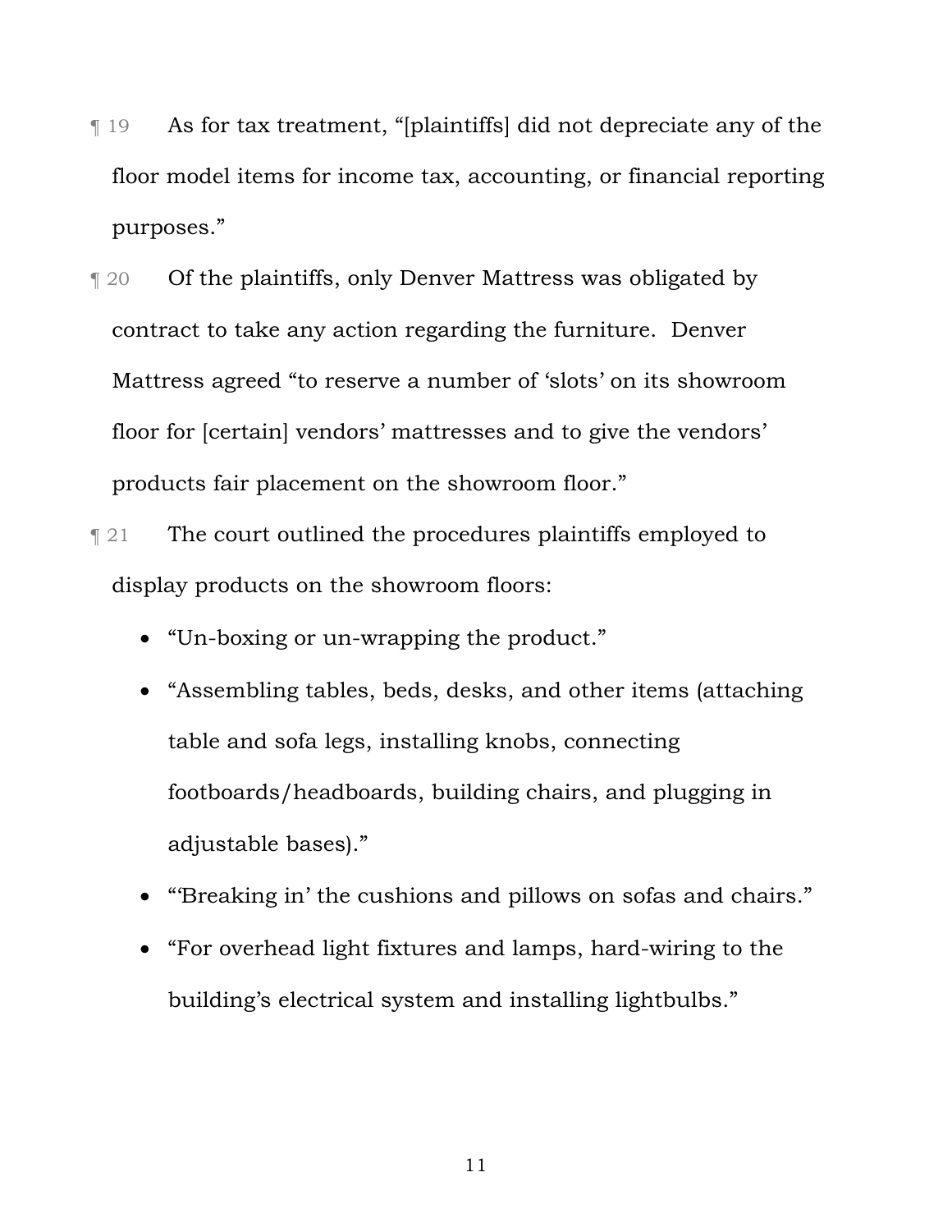¶ 19 As for tax treatment, "[plaintiffs] did not depreciate any of the floor model items for income tax, accounting, or financial reporting purposes."

¶ 20 Of the plaintiffs, only Denver Mattress was obligated by contract to take any action regarding the furniture. Denver Mattress agreed "to reserve a number of 'slots' on its showroom floor for [certain] vendors' mattresses and to give the vendors' products fair placement on the showroom floor."

¶ 21 The court outlined the procedures plaintiffs employed to display products on the showroom floors:

- "Un-boxing or un-wrapping the product."
- "Assembling tables, beds, desks, and other items (attaching table and sofa legs, installing knobs, connecting footboards/headboards, building chairs, and plugging in adjustable bases)."
- "'Breaking in' the cushions and pillows on sofas and chairs."
- "For overhead light fixtures and lamps, hard-wiring to the building's electrical system and installing lightbulbs."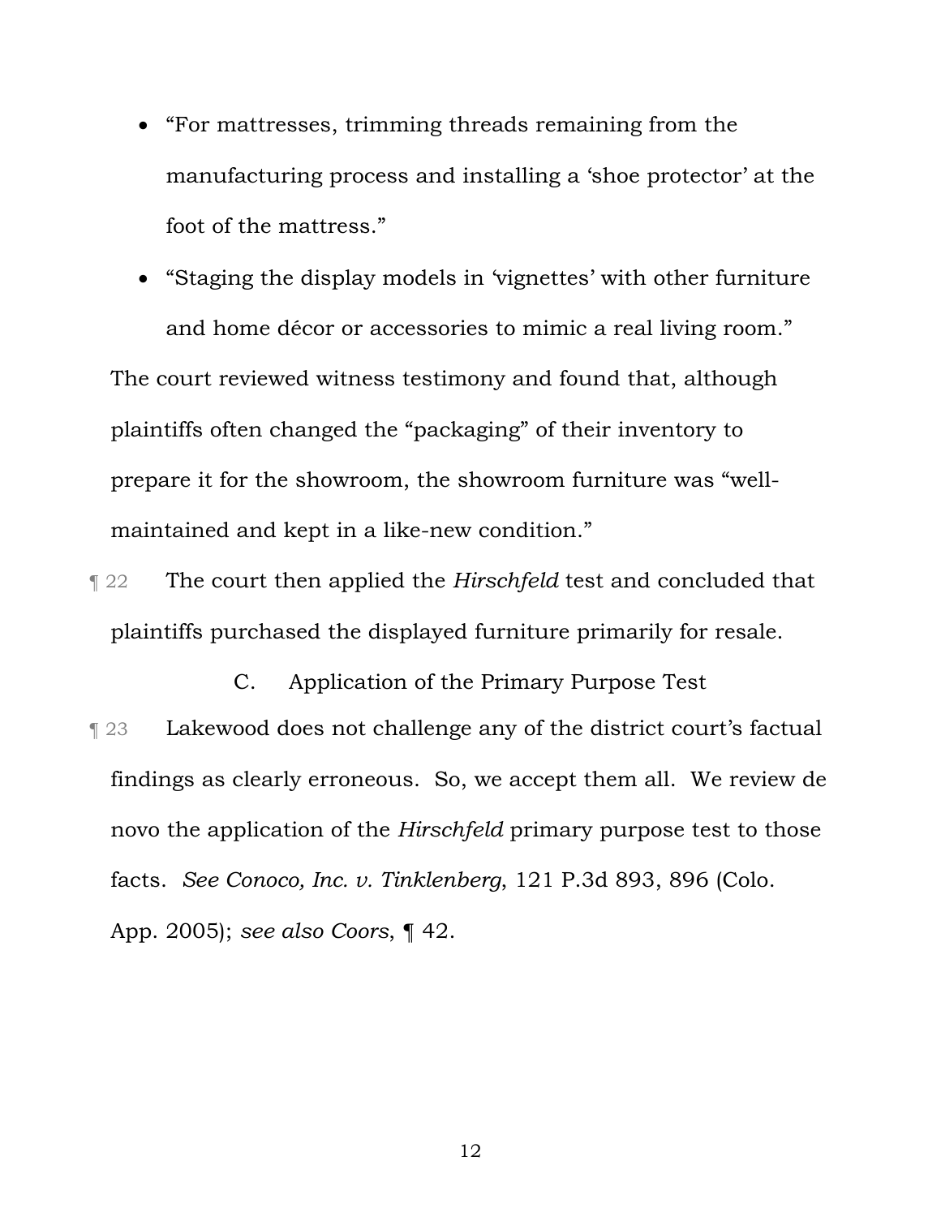- "For mattresses, trimming threads remaining from the manufacturing process and installing a 'shoe protector' at the foot of the mattress."
- "Staging the display models in 'vignettes' with other furniture and home décor or accessories to mimic a real living room."

The court reviewed witness testimony and found that, although plaintiffs often changed the "packaging" of their inventory to prepare it for the showroom, the showroom furniture was "well-maintained and kept in a like-new condition."

¶ 22 The court then applied the *Hirschfeld* test and concluded that plaintiffs purchased the displayed furniture primarily for resale.

### C. Application of the Primary Purpose Test

¶ 23 Lakewood does not challenge any of the district court's factual findings as clearly erroneous. So, we accept them all. We review de novo the application of the *Hirschfeld* primary purpose test to those facts. *See Conoco, Inc. v. Tinklenberg*, 121 P.3d 893, 896 (Colo. App. 2005); *see also Coors*, ¶ 42.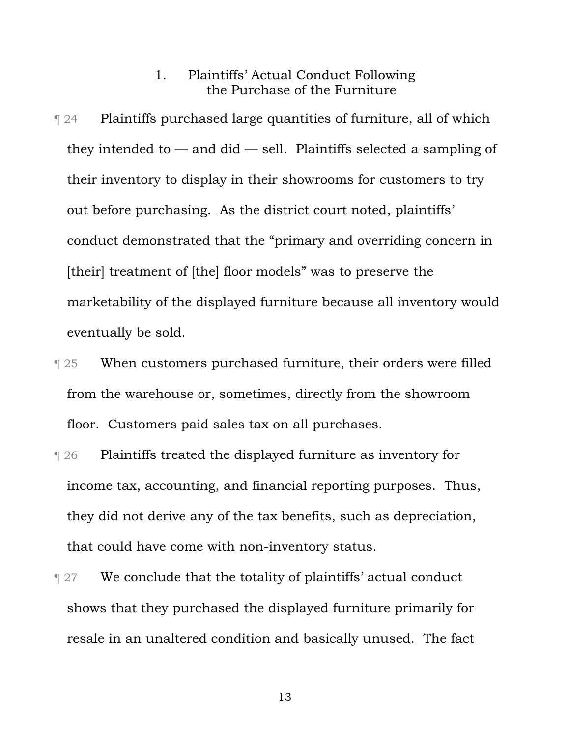### 1. Plaintiffs' Actual Conduct Following the Purchase of the Furniture

¶ 24 Plaintiffs purchased large quantities of furniture, all of which they intended to — and did — sell. Plaintiffs selected a sampling of their inventory to display in their showrooms for customers to try out before purchasing. As the district court noted, plaintiffs' conduct demonstrated that the "primary and overriding concern in [their] treatment of [the] floor models" was to preserve the marketability of the displayed furniture because all inventory would eventually be sold.

¶ 25 When customers purchased furniture, their orders were filled from the warehouse or, sometimes, directly from the showroom floor. Customers paid sales tax on all purchases.

¶ 26 Plaintiffs treated the displayed furniture as inventory for income tax, accounting, and financial reporting purposes. Thus, they did not derive any of the tax benefits, such as depreciation, that could have come with non-inventory status.

¶ 27 We conclude that the totality of plaintiffs' actual conduct shows that they purchased the displayed furniture primarily for resale in an unaltered condition and basically unused. The fact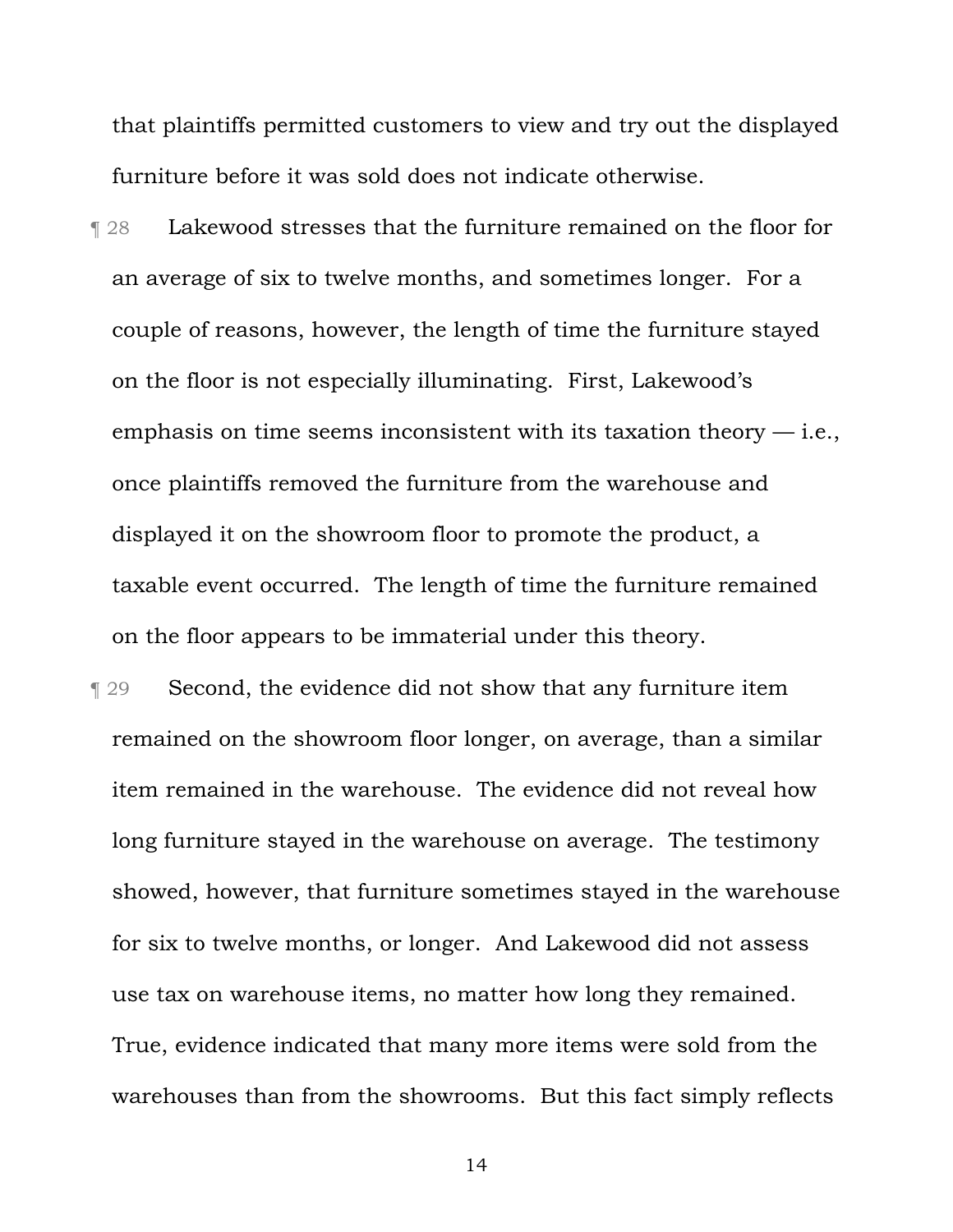that plaintiffs permitted customers to view and try out the displayed furniture before it was sold does not indicate otherwise.

¶ 28 Lakewood stresses that the furniture remained on the floor for an average of six to twelve months, and sometimes longer. For a couple of reasons, however, the length of time the furniture stayed on the floor is not especially illuminating. First, Lakewood's emphasis on time seems inconsistent with its taxation theory — i.e., once plaintiffs removed the furniture from the warehouse and displayed it on the showroom floor to promote the product, a taxable event occurred. The length of time the furniture remained on the floor appears to be immaterial under this theory.

¶ 29 Second, the evidence did not show that any furniture item remained on the showroom floor longer, on average, than a similar item remained in the warehouse. The evidence did not reveal how long furniture stayed in the warehouse on average. The testimony showed, however, that furniture sometimes stayed in the warehouse for six to twelve months, or longer. And Lakewood did not assess use tax on warehouse items, no matter how long they remained. True, evidence indicated that many more items were sold from the warehouses than from the showrooms. But this fact simply reflects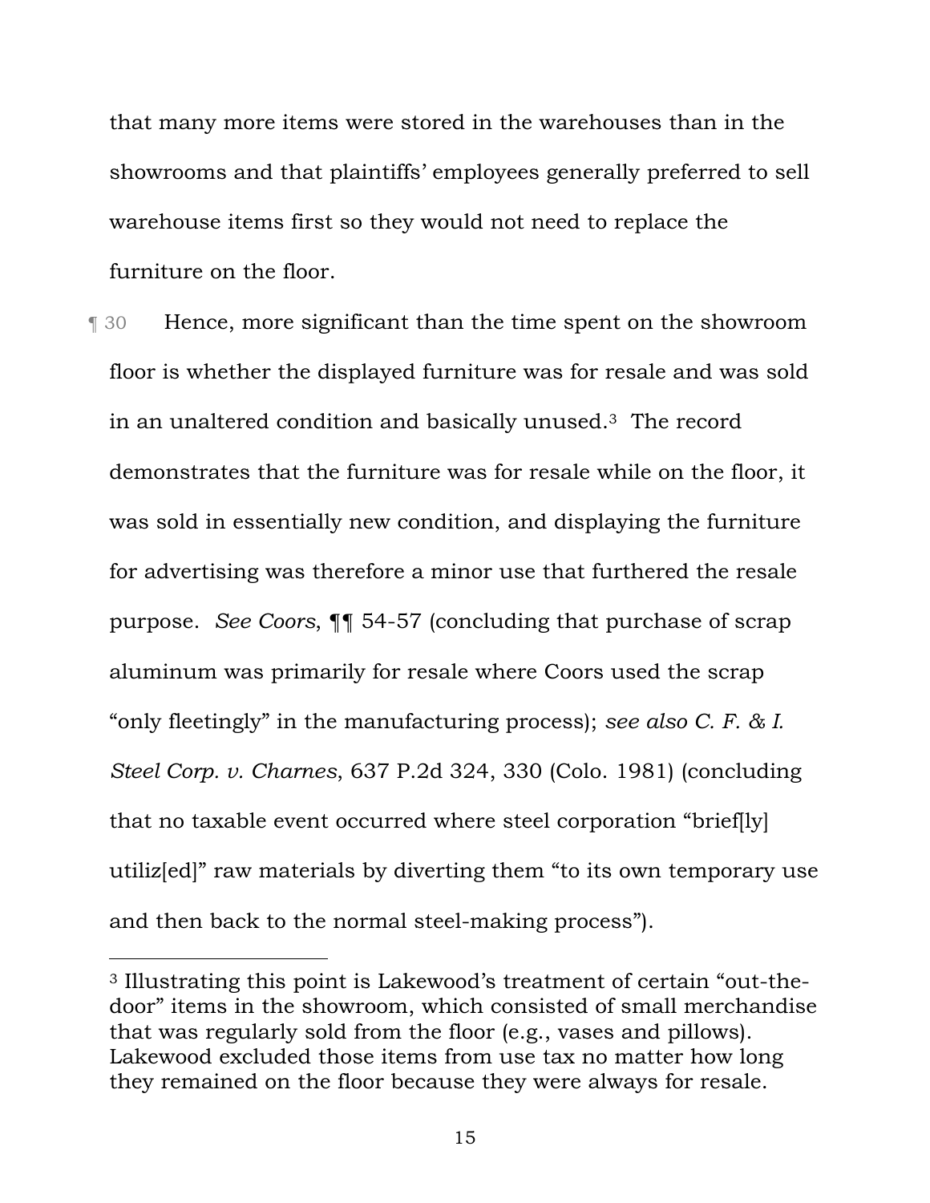that many more items were stored in the warehouses than in the showrooms and that plaintiffs' employees generally preferred to sell warehouse items first so they would not need to replace the furniture on the floor.

¶ 30 Hence, more significant than the time spent on the showroom floor is whether the displayed furniture was for resale and was sold in an unaltered condition and basically unused.[3] The record demonstrates that the furniture was for resale while on the floor, it was sold in essentially new condition, and displaying the furniture for advertising was therefore a minor use that furthered the resale purpose. *See Coors*, ¶¶ 54-57 (concluding that purchase of scrap aluminum was primarily for resale where Coors used the scrap "only fleetingly" in the manufacturing process); *see also C. F. & I. Steel Corp. v. Charnes*, 637 P.2d 324, 330 (Colo. 1981) (concluding that no taxable event occurred where steel corporation "brief[ly] utiliz[ed]" raw materials by diverting them "to its own temporary use and then back to the normal steel-making process").

---

[3] Illustrating this point is Lakewood's treatment of certain "out-the-door" items in the showroom, which consisted of small merchandise that was regularly sold from the floor (e.g., vases and pillows). Lakewood excluded those items from use tax no matter how long they remained on the floor because they were always for resale.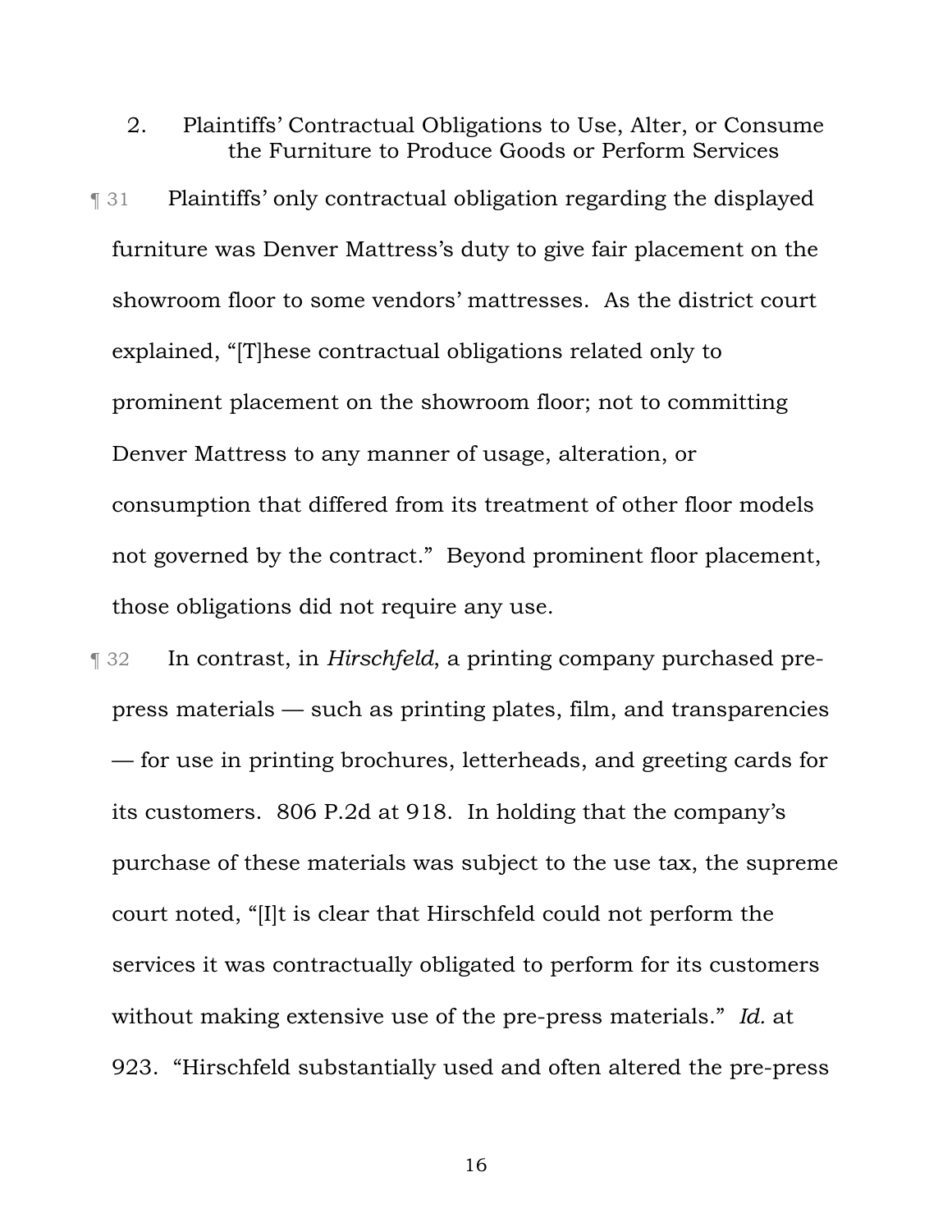### 2. Plaintiffs' Contractual Obligations to Use, Alter, or Consume the Furniture to Produce Goods or Perform Services

¶ 31 Plaintiffs' only contractual obligation regarding the displayed furniture was Denver Mattress's duty to give fair placement on the showroom floor to some vendors' mattresses. As the district court explained, "[T]hese contractual obligations related only to prominent placement on the showroom floor; not to committing Denver Mattress to any manner of usage, alteration, or consumption that differed from its treatment of other floor models not governed by the contract." Beyond prominent floor placement, those obligations did not require any use.

¶ 32 In contrast, in *Hirschfeld*, a printing company purchased pre-press materials — such as printing plates, film, and transparencies — for use in printing brochures, letterheads, and greeting cards for its customers. 806 P.2d at 918. In holding that the company's purchase of these materials was subject to the use tax, the supreme court noted, "[I]t is clear that Hirschfeld could not perform the services it was contractually obligated to perform for its customers without making extensive use of the pre-press materials." *Id.* at 923. "Hirschfeld substantially used and often altered the pre-press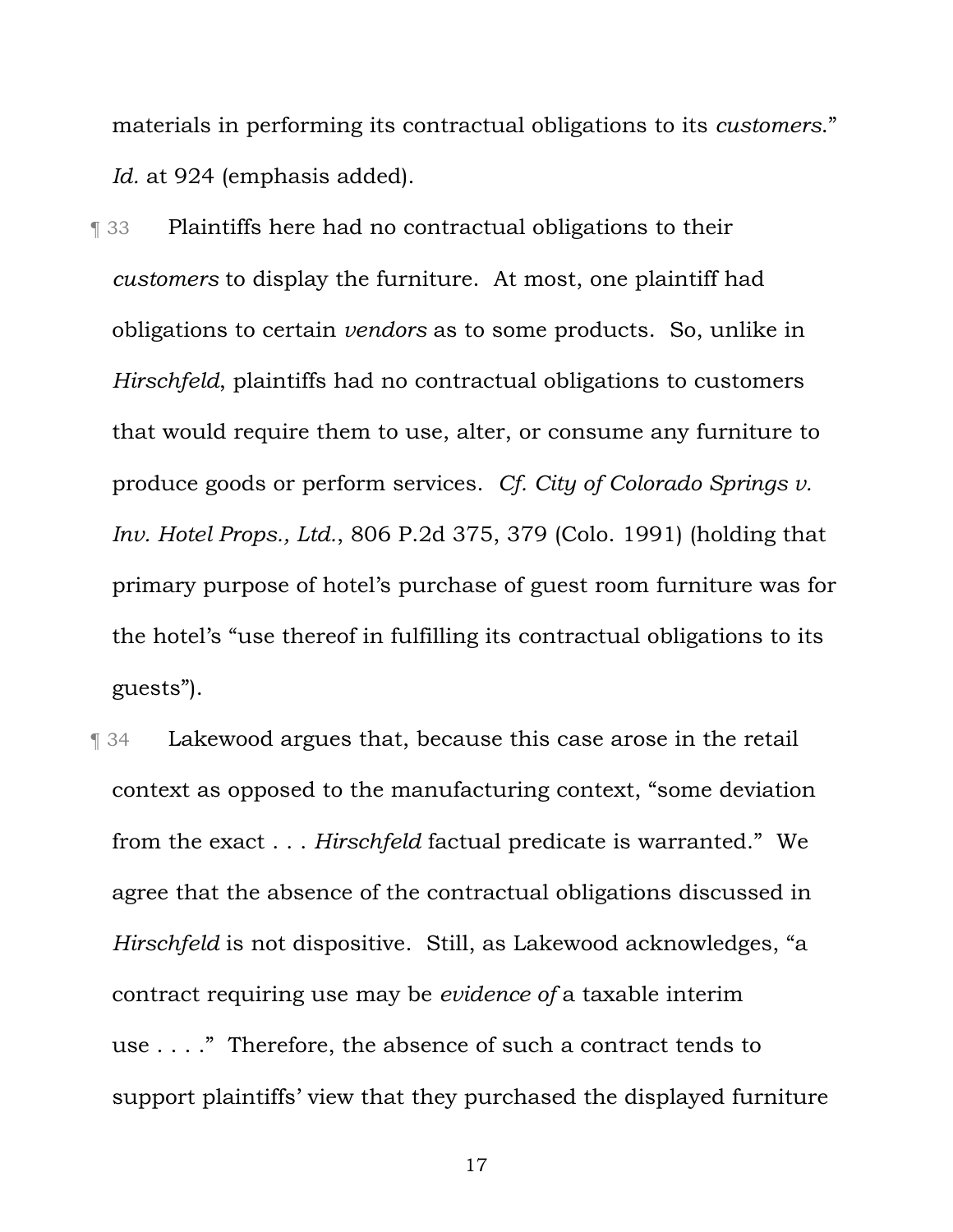materials in performing its contractual obligations to its *customers*." *Id.* at 924 (emphasis added).

¶ 33 Plaintiffs here had no contractual obligations to their *customers* to display the furniture. At most, one plaintiff had obligations to certain *vendors* as to some products. So, unlike in *Hirschfeld*, plaintiffs had no contractual obligations to customers that would require them to use, alter, or consume any furniture to produce goods or perform services. *Cf. City of Colorado Springs v. Inv. Hotel Props., Ltd.*, 806 P.2d 375, 379 (Colo. 1991) (holding that primary purpose of hotel's purchase of guest room furniture was for the hotel's "use thereof in fulfilling its contractual obligations to its guests").

¶ 34 Lakewood argues that, because this case arose in the retail context as opposed to the manufacturing context, "some deviation from the exact . . . *Hirschfeld* factual predicate is warranted." We agree that the absence of the contractual obligations discussed in *Hirschfeld* is not dispositive. Still, as Lakewood acknowledges, "a contract requiring use may be *evidence of* a taxable interim use . . . ." Therefore, the absence of such a contract tends to support plaintiffs' view that they purchased the displayed furniture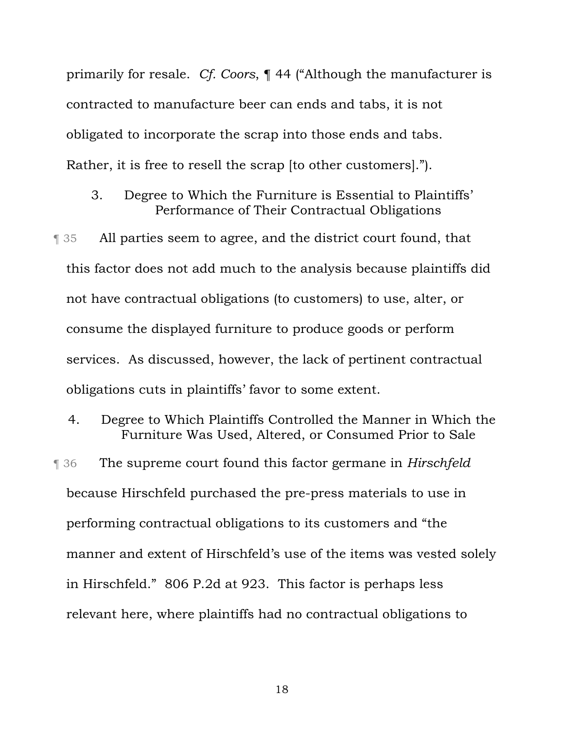primarily for resale. *Cf. Coors*, ¶ 44 ("Although the manufacturer is contracted to manufacture beer can ends and tabs, it is not obligated to incorporate the scrap into those ends and tabs. Rather, it is free to resell the scrap [to other customers].").

### 3. Degree to Which the Furniture is Essential to Plaintiffs' Performance of Their Contractual Obligations

¶ 35 All parties seem to agree, and the district court found, that this factor does not add much to the analysis because plaintiffs did not have contractual obligations (to customers) to use, alter, or consume the displayed furniture to produce goods or perform services. As discussed, however, the lack of pertinent contractual obligations cuts in plaintiffs' favor to some extent.

### 4. Degree to Which Plaintiffs Controlled the Manner in Which the Furniture Was Used, Altered, or Consumed Prior to Sale

¶ 36 The supreme court found this factor germane in *Hirschfeld* because Hirschfeld purchased the pre-press materials to use in performing contractual obligations to its customers and "the manner and extent of Hirschfeld's use of the items was vested solely in Hirschfeld." 806 P.2d at 923. This factor is perhaps less relevant here, where plaintiffs had no contractual obligations to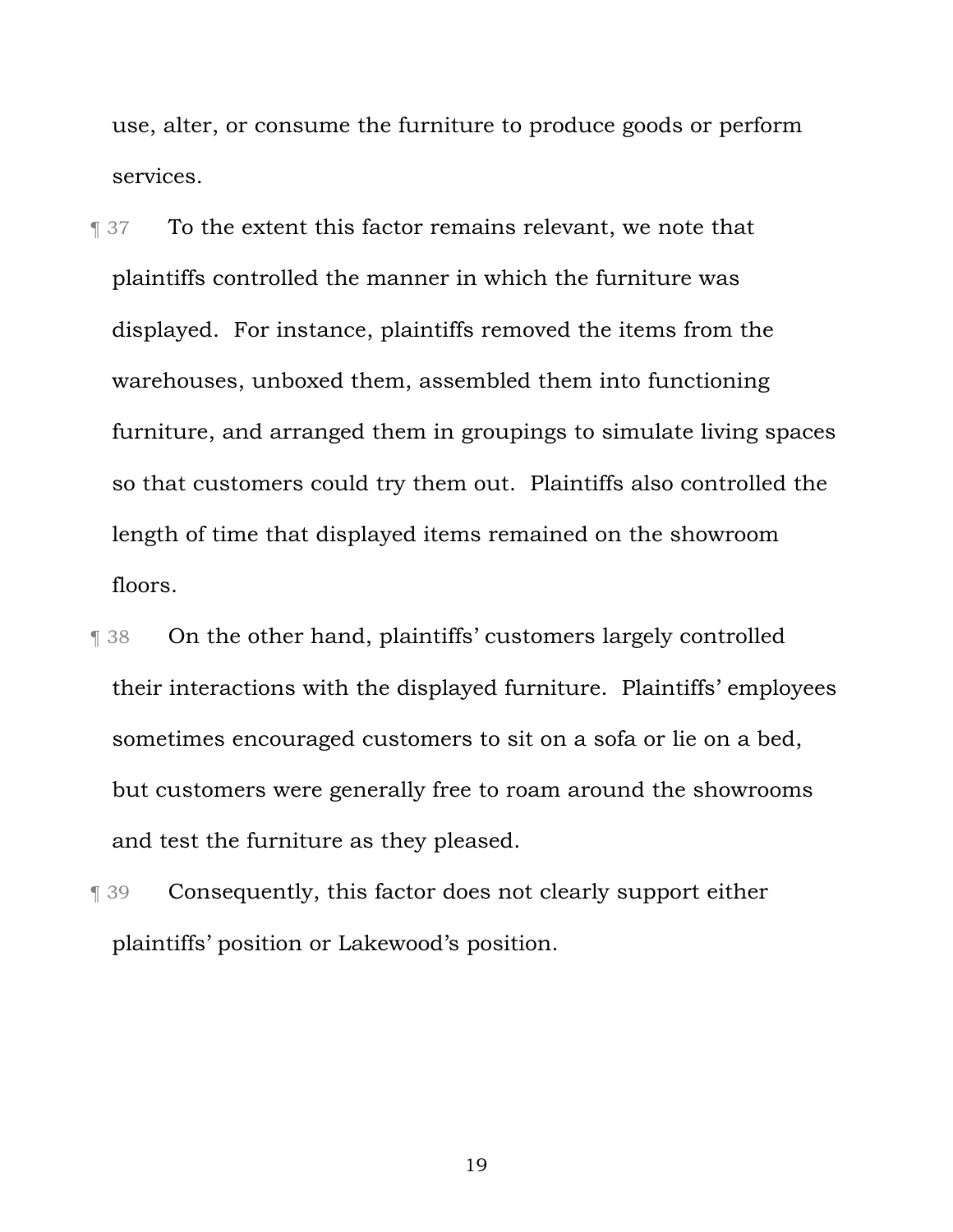use, alter, or consume the furniture to produce goods or perform services.

¶ 37 To the extent this factor remains relevant, we note that plaintiffs controlled the manner in which the furniture was displayed. For instance, plaintiffs removed the items from the warehouses, unboxed them, assembled them into functioning furniture, and arranged them in groupings to simulate living spaces so that customers could try them out. Plaintiffs also controlled the length of time that displayed items remained on the showroom floors.

¶ 38 On the other hand, plaintiffs' customers largely controlled their interactions with the displayed furniture. Plaintiffs' employees sometimes encouraged customers to sit on a sofa or lie on a bed, but customers were generally free to roam around the showrooms and test the furniture as they pleased.

¶ 39 Consequently, this factor does not clearly support either plaintiffs' position or Lakewood's position.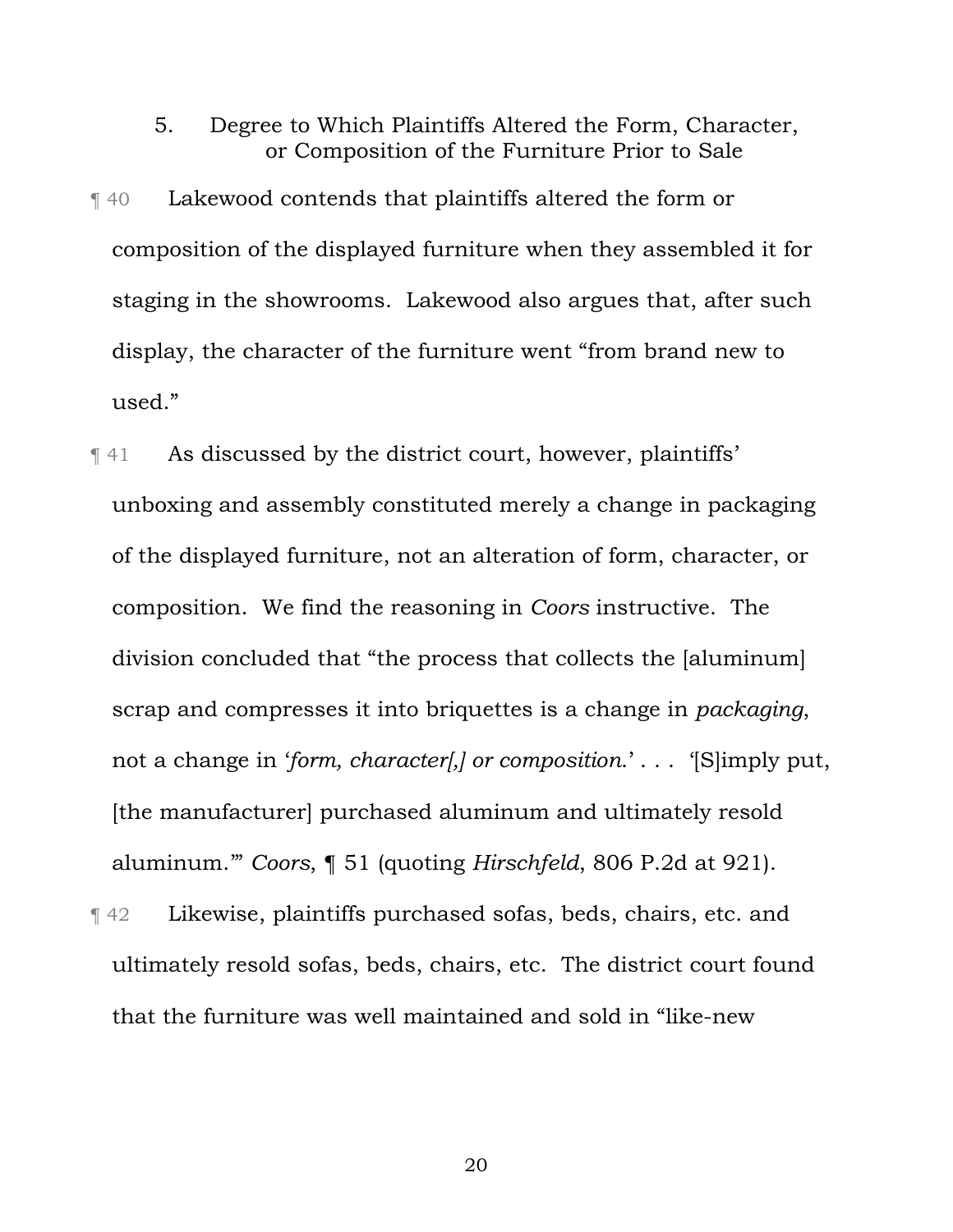### 5. Degree to Which Plaintiffs Altered the Form, Character, or Composition of the Furniture Prior to Sale

¶ 40 Lakewood contends that plaintiffs altered the form or composition of the displayed furniture when they assembled it for staging in the showrooms. Lakewood also argues that, after such display, the character of the furniture went "from brand new to used."

¶ 41 As discussed by the district court, however, plaintiffs' unboxing and assembly constituted merely a change in packaging of the displayed furniture, not an alteration of form, character, or composition. We find the reasoning in *Coors* instructive. The division concluded that "the process that collects the [aluminum] scrap and compresses it into briquettes is a change in *packaging*, not a change in '*form, character[,] or composition*.' . . . '[S]imply put, [the manufacturer] purchased aluminum and ultimately resold aluminum.'" *Coors*, ¶ 51 (quoting *Hirschfeld*, 806 P.2d at 921).

¶ 42 Likewise, plaintiffs purchased sofas, beds, chairs, etc. and ultimately resold sofas, beds, chairs, etc. The district court found that the furniture was well maintained and sold in "like-new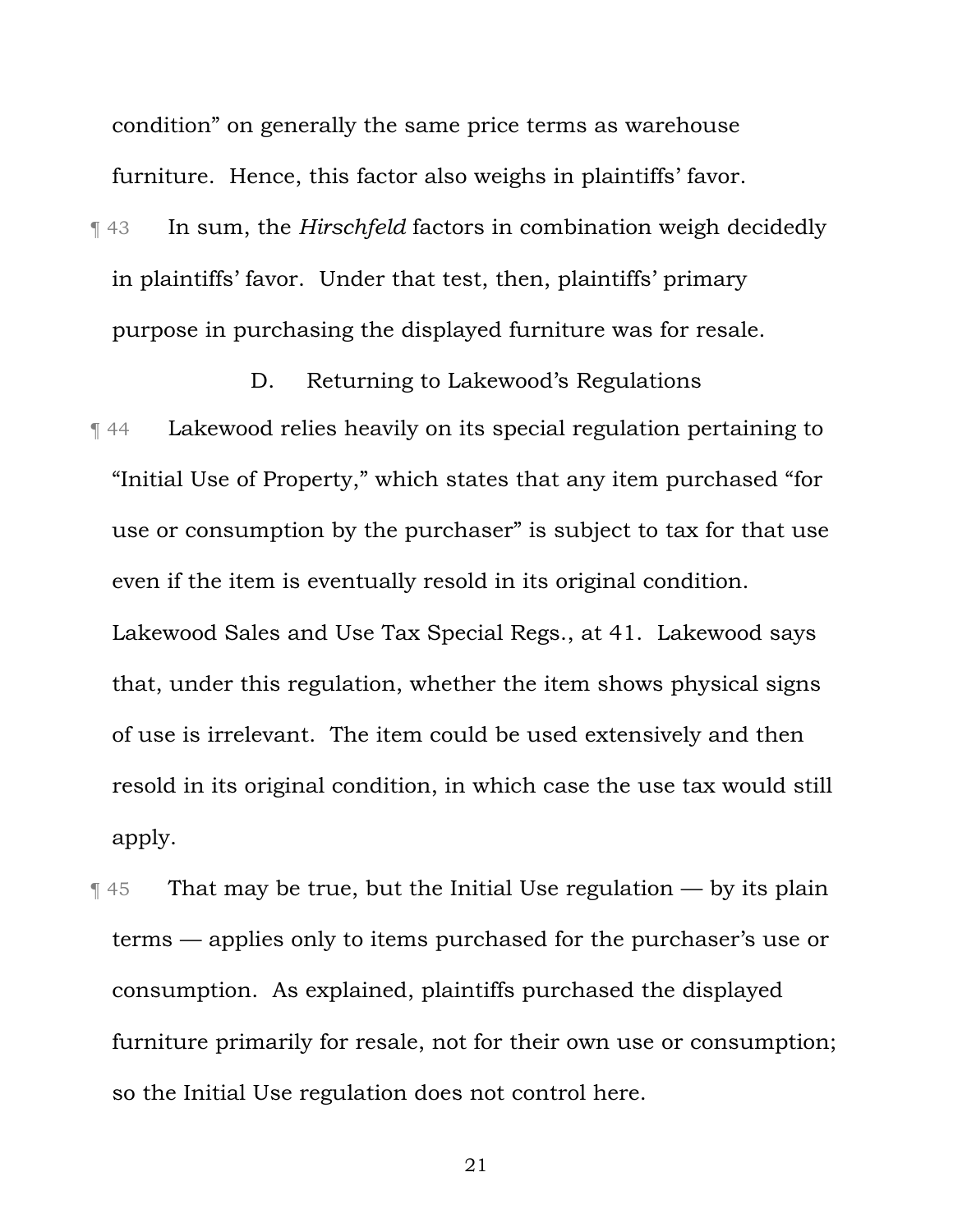condition" on generally the same price terms as warehouse furniture. Hence, this factor also weighs in plaintiffs' favor.

¶ 43 In sum, the *Hirschfeld* factors in combination weigh decidedly in plaintiffs' favor. Under that test, then, plaintiffs' primary purpose in purchasing the displayed furniture was for resale.

### D. Returning to Lakewood's Regulations

¶ 44 Lakewood relies heavily on its special regulation pertaining to "Initial Use of Property," which states that any item purchased "for use or consumption by the purchaser" is subject to tax for that use even if the item is eventually resold in its original condition. Lakewood Sales and Use Tax Special Regs., at 41. Lakewood says that, under this regulation, whether the item shows physical signs of use is irrelevant. The item could be used extensively and then resold in its original condition, in which case the use tax would still apply.

¶ 45 That may be true, but the Initial Use regulation — by its plain terms — applies only to items purchased for the purchaser's use or consumption. As explained, plaintiffs purchased the displayed furniture primarily for resale, not for their own use or consumption; so the Initial Use regulation does not control here.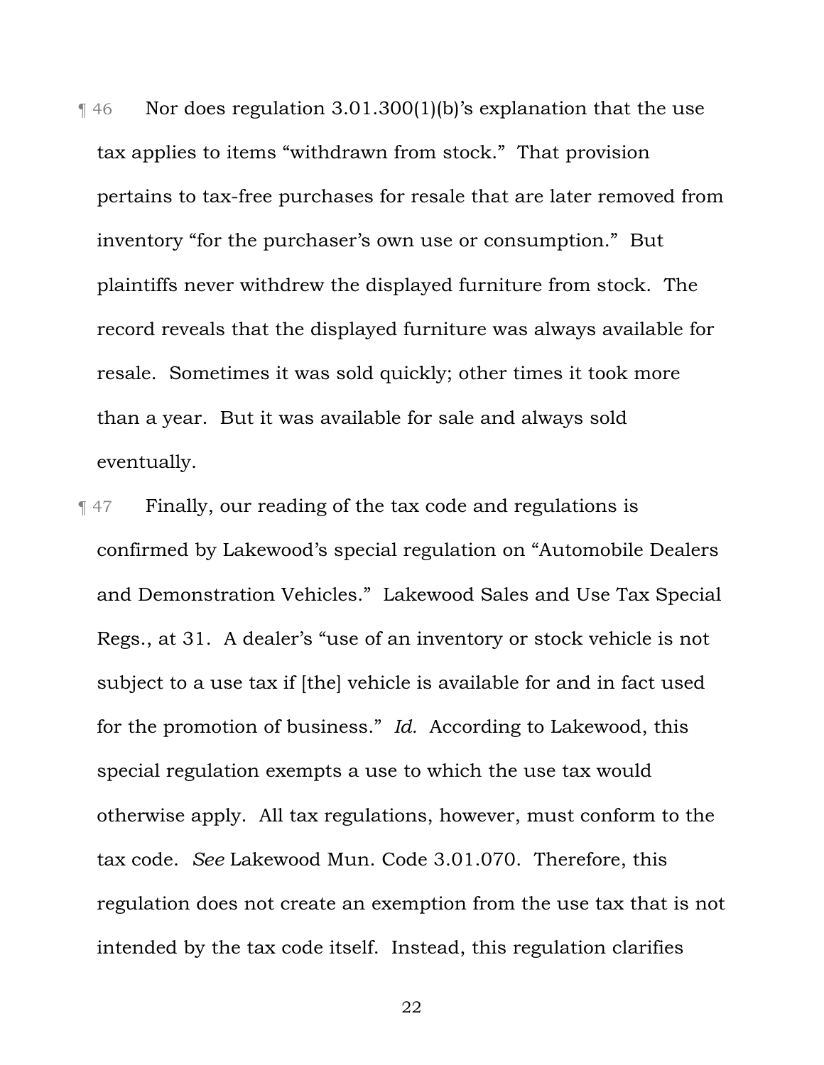¶ 46 Nor does regulation 3.01.300(1)(b)'s explanation that the use tax applies to items "withdrawn from stock." That provision pertains to tax-free purchases for resale that are later removed from inventory "for the purchaser's own use or consumption." But plaintiffs never withdrew the displayed furniture from stock. The record reveals that the displayed furniture was always available for resale. Sometimes it was sold quickly; other times it took more than a year. But it was available for sale and always sold eventually.

¶ 47 Finally, our reading of the tax code and regulations is confirmed by Lakewood's special regulation on "Automobile Dealers and Demonstration Vehicles." Lakewood Sales and Use Tax Special Regs., at 31. A dealer's "use of an inventory or stock vehicle is not subject to a use tax if [the] vehicle is available for and in fact used for the promotion of business." *Id.* According to Lakewood, this special regulation exempts a use to which the use tax would otherwise apply. All tax regulations, however, must conform to the tax code. *See* Lakewood Mun. Code 3.01.070. Therefore, this regulation does not create an exemption from the use tax that is not intended by the tax code itself. Instead, this regulation clarifies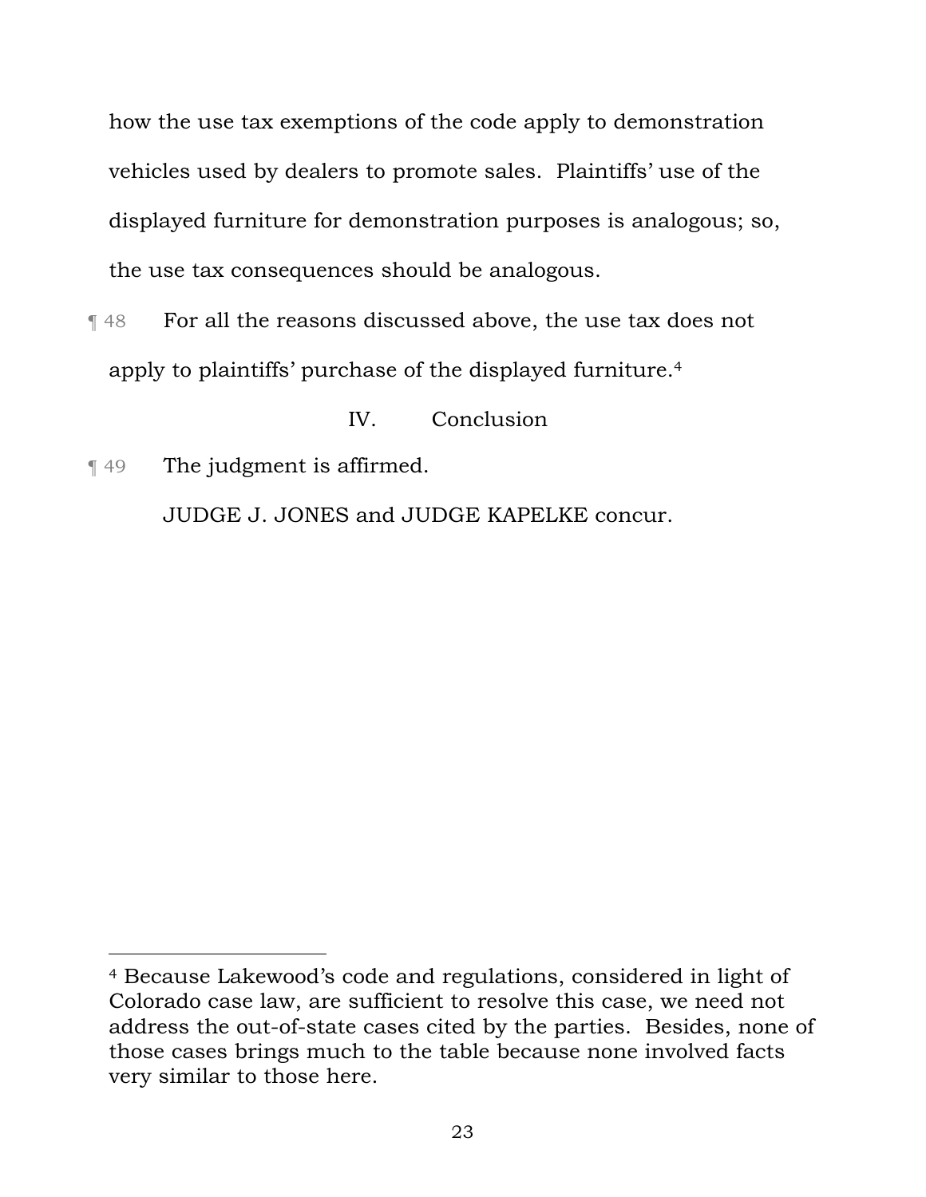how the use tax exemptions of the code apply to demonstration vehicles used by dealers to promote sales. Plaintiffs' use of the displayed furniture for demonstration purposes is analogous; so, the use tax consequences should be analogous.

¶ 48 For all the reasons discussed above, the use tax does not apply to plaintiffs' purchase of the displayed furniture.[4]

## IV. Conclusion

¶ 49 The judgment is affirmed.

JUDGE J. JONES and JUDGE KAPELKE concur.

---

[4] Because Lakewood's code and regulations, considered in light of Colorado case law, are sufficient to resolve this case, we need not address the out-of-state cases cited by the parties. Besides, none of those cases brings much to the table because none involved facts very similar to those here.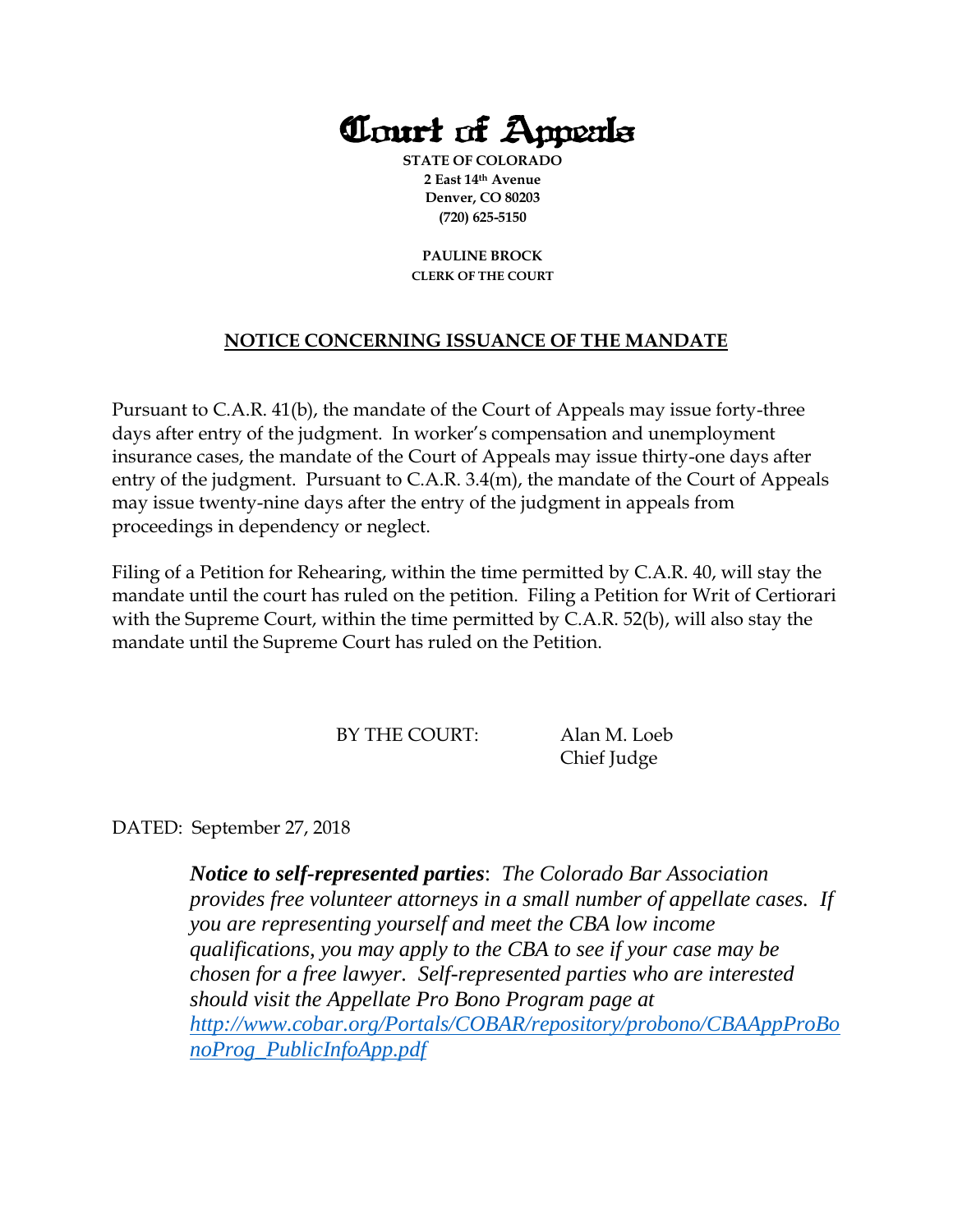# Court of Appeals

**STATE OF COLORADO**
**2 East 14th Avenue**
**Denver, CO 80203**
**(720) 625-5150**

**PAULINE BROCK**
**CLERK OF THE COURT**

## NOTICE CONCERNING ISSUANCE OF THE MANDATE

Pursuant to C.A.R. 41(b), the mandate of the Court of Appeals may issue forty-three days after entry of the judgment. In worker's compensation and unemployment insurance cases, the mandate of the Court of Appeals may issue thirty-one days after entry of the judgment. Pursuant to C.A.R. 3.4(m), the mandate of the Court of Appeals may issue twenty-nine days after the entry of the judgment in appeals from proceedings in dependency or neglect.

Filing of a Petition for Rehearing, within the time permitted by C.A.R. 40, will stay the mandate until the court has ruled on the petition. Filing a Petition for Writ of Certiorari with the Supreme Court, within the time permitted by C.A.R. 52(b), will also stay the mandate until the Supreme Court has ruled on the Petition.

BY THE COURT: Alan M. Loeb
Chief Judge

DATED: September 27, 2018

***Notice to self-represented parties**: The Colorado Bar Association provides free volunteer attorneys in a small number of appellate cases. If you are representing yourself and meet the CBA low income qualifications, you may apply to the CBA to see if your case may be chosen for a free lawyer. Self-represented parties who are interested should visit the Appellate Pro Bono Program page at [http://www.cobar.org/Portals/COBAR/repository/probono/CBAAppProBonoProg_PublicInfoApp.pdf](http://www.cobar.org/Portals/COBAR/repository/probono/CBAAppProBonoProg_PublicInfoApp.pdf)*